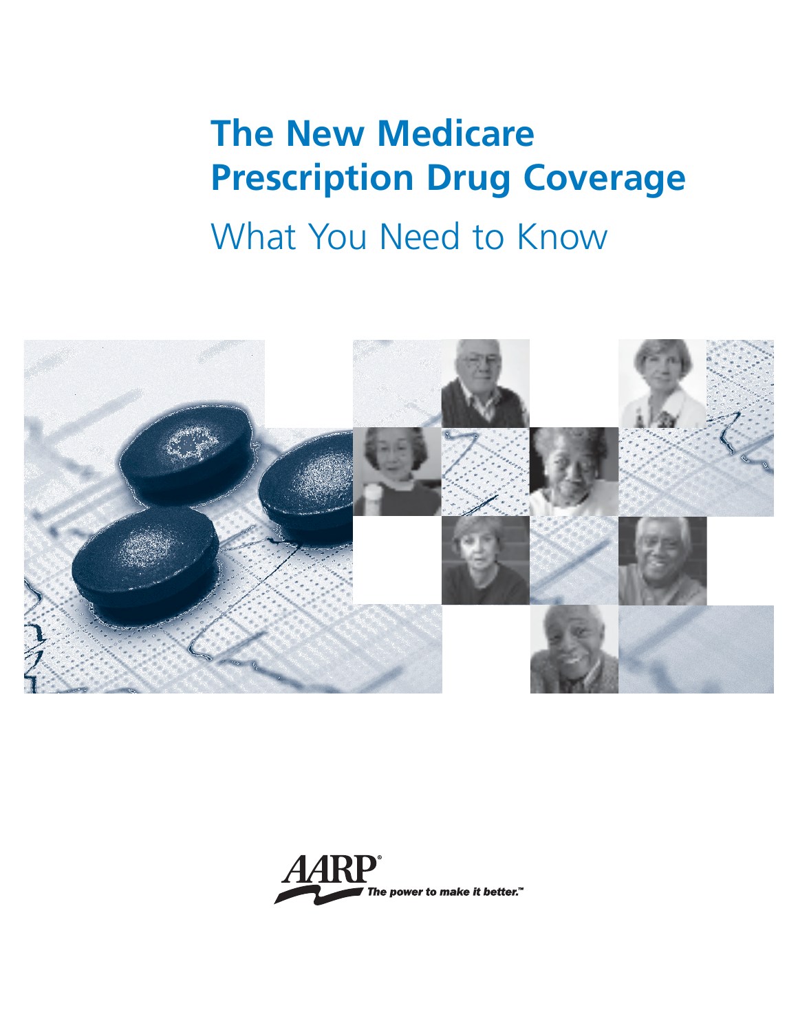# The New Medicare Prescription Drug Coverage

## What You Need to Know

AARP
The power to make it better.™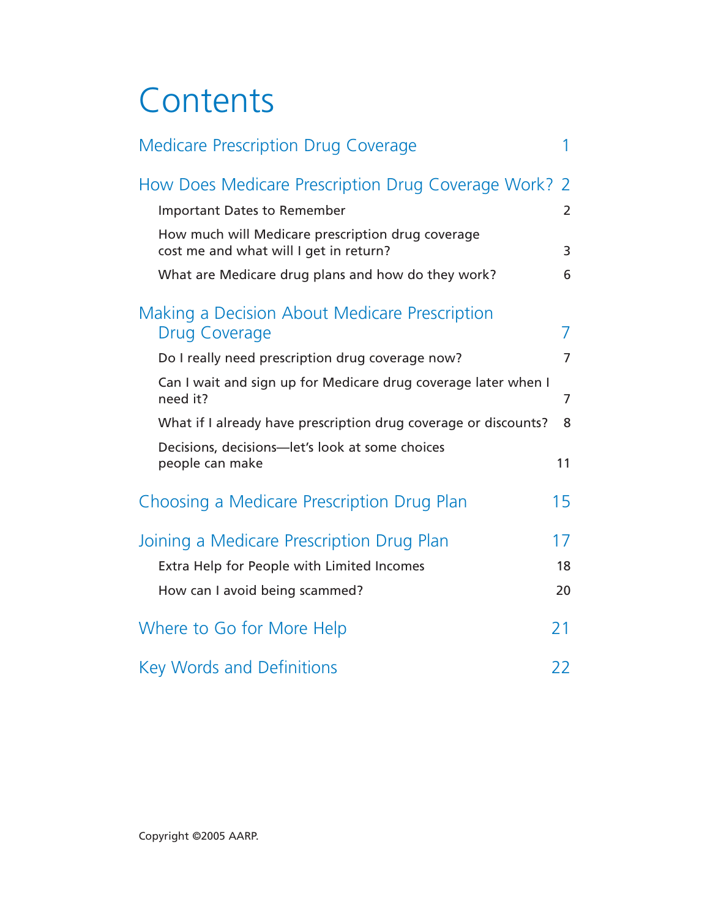# Contents

| | |
|---|---|
| Medicare Prescription Drug Coverage | 1 |
| How Does Medicare Prescription Drug Coverage Work? | 2 |
| Important Dates to Remember | 2 |
| How much will Medicare prescription drug coverage cost me and what will I get in return? | 3 |
| What are Medicare drug plans and how do they work? | 6 |
| Making a Decision About Medicare Prescription Drug Coverage | 7 |
| Do I really need prescription drug coverage now? | 7 |
| Can I wait and sign up for Medicare drug coverage later when I need it? | 7 |
| What if I already have prescription drug coverage or discounts? | 8 |
| Decisions, decisions—let's look at some choices people can make | 11 |
| Choosing a Medicare Prescription Drug Plan | 15 |
| Joining a Medicare Prescription Drug Plan | 17 |
| Extra Help for People with Limited Incomes | 18 |
| How can I avoid being scammed? | 20 |
| Where to Go for More Help | 21 |
| Key Words and Definitions | 22 |

Copyright ©2005 AARP.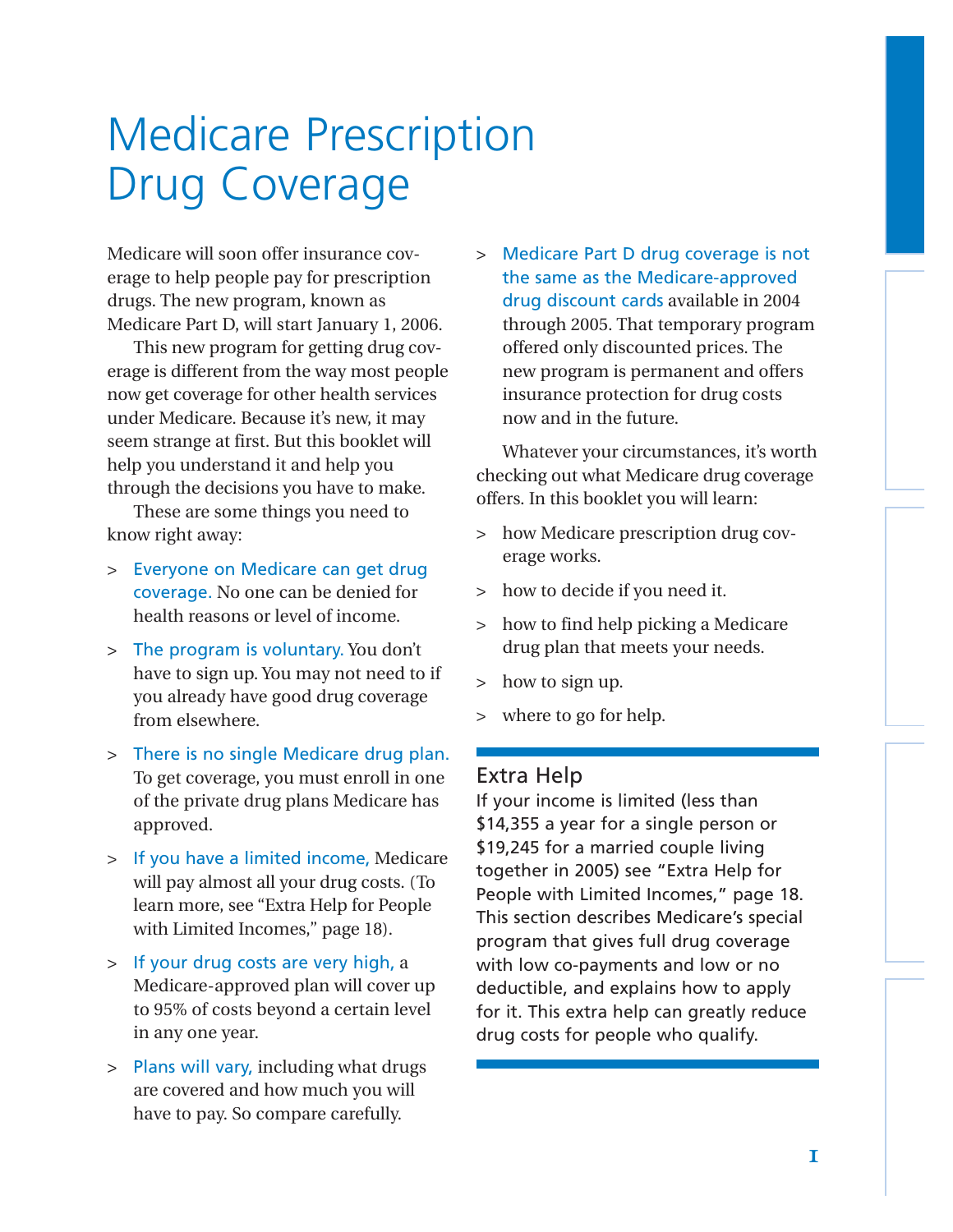# Medicare Prescription Drug Coverage

Medicare will soon offer insurance coverage to help people pay for prescription drugs. The new program, known as Medicare Part D, will start January 1, 2006.

This new program for getting drug coverage is different from the way most people now get coverage for other health services under Medicare. Because it's new, it may seem strange at first. But this booklet will help you understand it and help you through the decisions you have to make.

These are some things you need to know right away:

> Everyone on Medicare can get drug coverage. No one can be denied for health reasons or level of income.

> The program is voluntary. You don't have to sign up. You may not need to if you already have good drug coverage from elsewhere.

> There is no single Medicare drug plan. To get coverage, you must enroll in one of the private drug plans Medicare has approved.

> If you have a limited income, Medicare will pay almost all your drug costs. (To learn more, see "Extra Help for People with Limited Incomes," page 18).

> If your drug costs are very high, a Medicare-approved plan will cover up to 95% of costs beyond a certain level in any one year.

> Plans will vary, including what drugs are covered and how much you will have to pay. So compare carefully.

> Medicare Part D drug coverage is not the same as the Medicare-approved drug discount cards available in 2004 through 2005. That temporary program offered only discounted prices. The new program is permanent and offers insurance protection for drug costs now and in the future.

Whatever your circumstances, it's worth checking out what Medicare drug coverage offers. In this booklet you will learn:

> how Medicare prescription drug coverage works.

> how to decide if you need it.

> how to find help picking a Medicare drug plan that meets your needs.

> how to sign up.

> where to go for help.

## Extra Help

If your income is limited (less than $14,355 a year for a single person or $19,245 for a married couple living together in 2005) see "Extra Help for People with Limited Incomes," page 18. This section describes Medicare's special program that gives full drug coverage with low co-payments and low or no deductible, and explains how to apply for it. This extra help can greatly reduce drug costs for people who qualify.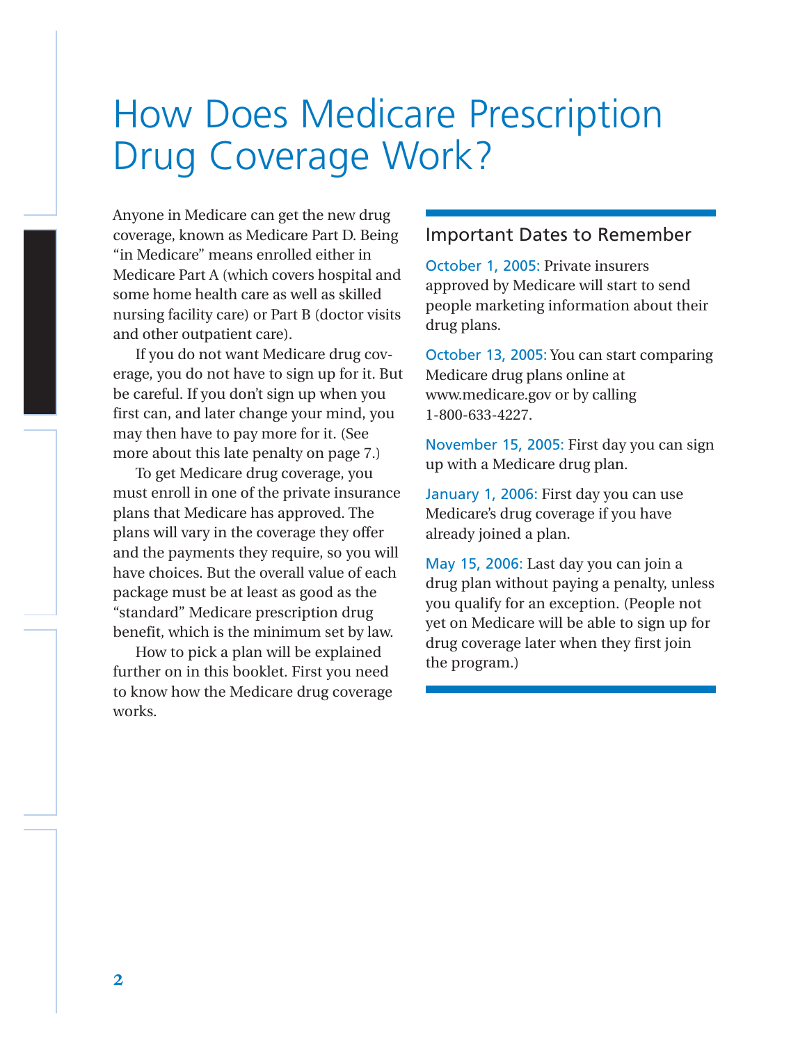# How Does Medicare Prescription Drug Coverage Work?

Anyone in Medicare can get the new drug coverage, known as Medicare Part D. Being "in Medicare" means enrolled either in Medicare Part A (which covers hospital and some home health care as well as skilled nursing facility care) or Part B (doctor visits and other outpatient care).

If you do not want Medicare drug coverage, you do not have to sign up for it. But be careful. If you don't sign up when you first can, and later change your mind, you may then have to pay more for it. (See more about this late penalty on page 7.)

To get Medicare drug coverage, you must enroll in one of the private insurance plans that Medicare has approved. The plans will vary in the coverage they offer and the payments they require, so you will have choices. But the overall value of each package must be at least as good as the "standard" Medicare prescription drug benefit, which is the minimum set by law.

How to pick a plan will be explained further on in this booklet. First you need to know how the Medicare drug coverage works.

## Important Dates to Remember

October 1, 2005: Private insurers approved by Medicare will start to send people marketing information about their drug plans.

October 13, 2005: You can start comparing Medicare drug plans online at www.medicare.gov or by calling 1-800-633-4227.

November 15, 2005: First day you can sign up with a Medicare drug plan.

January 1, 2006: First day you can use Medicare's drug coverage if you have already joined a plan.

May 15, 2006: Last day you can join a drug plan without paying a penalty, unless you qualify for an exception. (People not yet on Medicare will be able to sign up for drug coverage later when they first join the program.)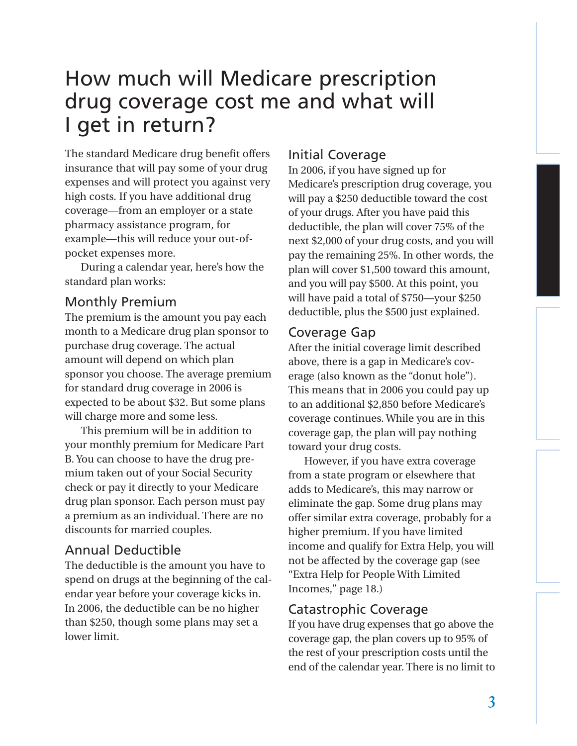# How much will Medicare prescription drug coverage cost me and what will I get in return?

The standard Medicare drug benefit offers insurance that will pay some of your drug expenses and will protect you against very high costs. If you have additional drug coverage—from an employer or a state pharmacy assistance program, for example—this will reduce your out-of-pocket expenses more.

During a calendar year, here's how the standard plan works:

## Monthly Premium

The premium is the amount you pay each month to a Medicare drug plan sponsor to purchase drug coverage. The actual amount will depend on which plan sponsor you choose. The average premium for standard drug coverage in 2006 is expected to be about $32. But some plans will charge more and some less.

This premium will be in addition to your monthly premium for Medicare Part B. You can choose to have the drug premium taken out of your Social Security check or pay it directly to your Medicare drug plan sponsor. Each person must pay a premium as an individual. There are no discounts for married couples.

## Annual Deductible

The deductible is the amount you have to spend on drugs at the beginning of the calendar year before your coverage kicks in. In 2006, the deductible can be no higher than $250, though some plans may set a lower limit.

## Initial Coverage

In 2006, if you have signed up for Medicare's prescription drug coverage, you will pay a $250 deductible toward the cost of your drugs. After you have paid this deductible, the plan will cover 75% of the next $2,000 of your drug costs, and you will pay the remaining 25%. In other words, the plan will cover $1,500 toward this amount, and you will pay $500. At this point, you will have paid a total of $750—your $250 deductible, plus the $500 just explained.

## Coverage Gap

After the initial coverage limit described above, there is a gap in Medicare's coverage (also known as the "donut hole"). This means that in 2006 you could pay up to an additional $2,850 before Medicare's coverage continues. While you are in this coverage gap, the plan will pay nothing toward your drug costs.

However, if you have extra coverage from a state program or elsewhere that adds to Medicare's, this may narrow or eliminate the gap. Some drug plans may offer similar extra coverage, probably for a higher premium. If you have limited income and qualify for Extra Help, you will not be affected by the coverage gap (see "Extra Help for People With Limited Incomes," page 18.)

## Catastrophic Coverage

If you have drug expenses that go above the coverage gap, the plan covers up to 95% of the rest of your prescription costs until the end of the calendar year. There is no limit to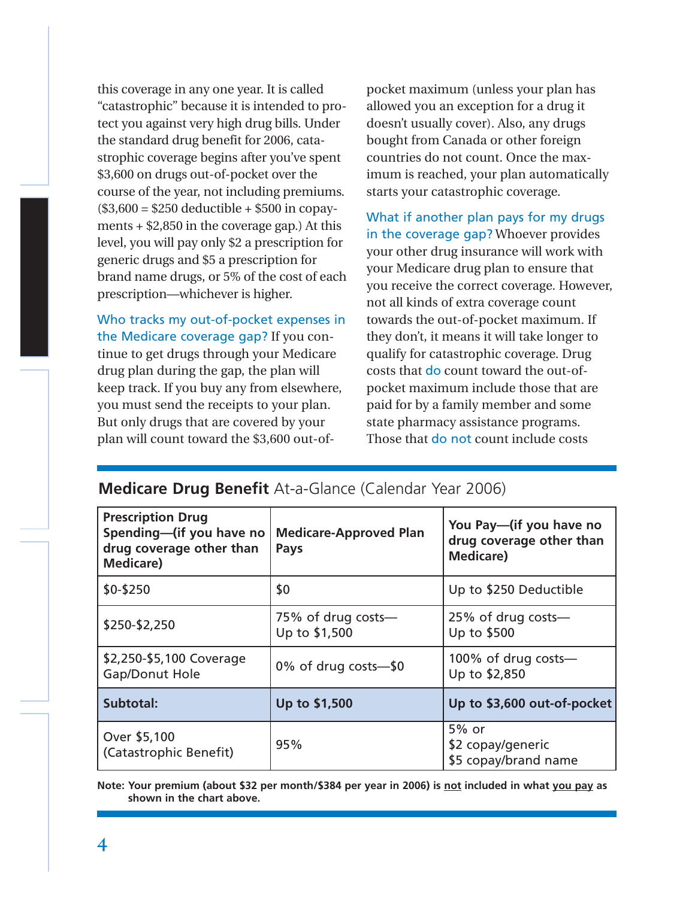this coverage in any one year. It is called "catastrophic" because it is intended to protect you against very high drug bills. Under the standard drug benefit for 2006, catastrophic coverage begins after you've spent $3,600 on drugs out-of-pocket over the course of the year, not including premiums. ($3,600 = $250 deductible + $500 in copayments + $2,850 in the coverage gap.) At this level, you will pay only $2 a prescription for generic drugs and $5 a prescription for brand name drugs, or 5% of the cost of each prescription—whichever is higher.

**Who tracks my out-of-pocket expenses in the Medicare coverage gap?** If you continue to get drugs through your Medicare drug plan during the gap, the plan will keep track. If you buy any from elsewhere, you must send the receipts to your plan. But only drugs that are covered by your plan will count toward the $3,600 out-of-pocket maximum (unless your plan has allowed you an exception for a drug it doesn't usually cover). Also, any drugs bought from Canada or other foreign countries do not count. Once the maximum is reached, your plan automatically starts your catastrophic coverage.

**What if another plan pays for my drugs in the coverage gap?** Whoever provides your other drug insurance will work with your Medicare drug plan to ensure that you receive the correct coverage. However, not all kinds of extra coverage count towards the out-of-pocket maximum. If they don't, it means it will take longer to qualify for catastrophic coverage. Drug costs that do count toward the out-of-pocket maximum include those that are paid for by a family member and some state pharmacy assistance programs. Those that do not count include costs

## **Medicare Drug Benefit** At-a-Glance (Calendar Year 2006)

| Prescription Drug Spending—(if you have no drug coverage other than Medicare) | Medicare-Approved Plan Pays | You Pay—(if you have no drug coverage other than Medicare) |
|---|---|---|
| $0-$250 | $0 | Up to $250 Deductible |
| $250-$2,250 | 75% of drug costs—Up to $1,500 | 25% of drug costs—Up to $500 |
| $2,250-$5,100 Coverage Gap/Donut Hole | 0% of drug costs—$0 | 100% of drug costs—Up to $2,850 |
| **Subtotal:** | **Up to $1,500** | **Up to $3,600 out-of-pocket** |
| Over $5,100 (Catastrophic Benefit) | 95% | 5% or<br>$2 copay/generic<br>$5 copay/brand name |

**Note: Your premium (about $32 per month/$384 per year in 2006) is not included in what you pay as shown in the chart above.**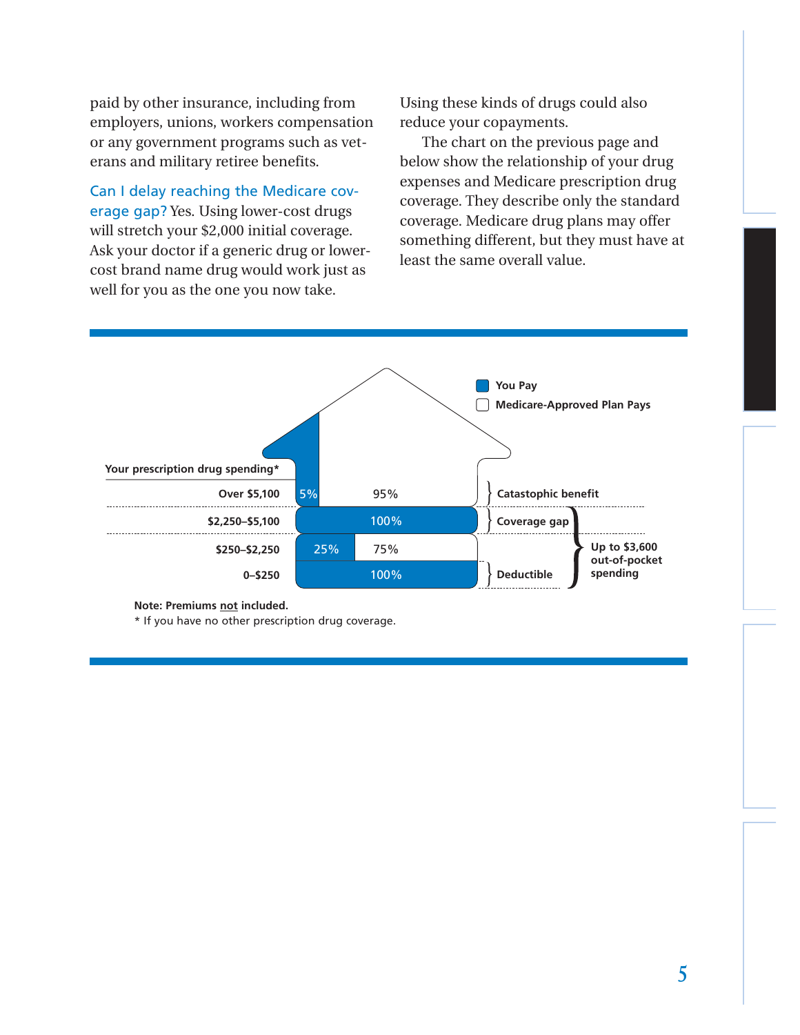paid by other insurance, including from employers, unions, workers compensation or any government programs such as veterans and military retiree benefits.

**Can I delay reaching the Medicare coverage gap?** Yes. Using lower-cost drugs will stretch your $2,000 initial coverage. Ask your doctor if a generic drug or lower-cost brand name drug would work just as well for you as the one you now take. Using these kinds of drugs could also reduce your copayments.

The chart on the previous page and below show the relationship of your drug expenses and Medicare prescription drug coverage. They describe only the standard coverage. Medicare drug plans may offer something different, but they must have at least the same overall value.

You Pay

Medicare-Approved Plan Pays

Your prescription drug spending*

Over $5,100 — 5% — 95% — Catastrophic benefit

$2,250–$5,100 — 100% — Coverage gap

$250–$2,250 — 25% — 75%

0–$250 — 100% — Deductible

Up to $3,600 out-of-pocket spending

**Note: Premiums not included.**

* If you have no other prescription drug coverage.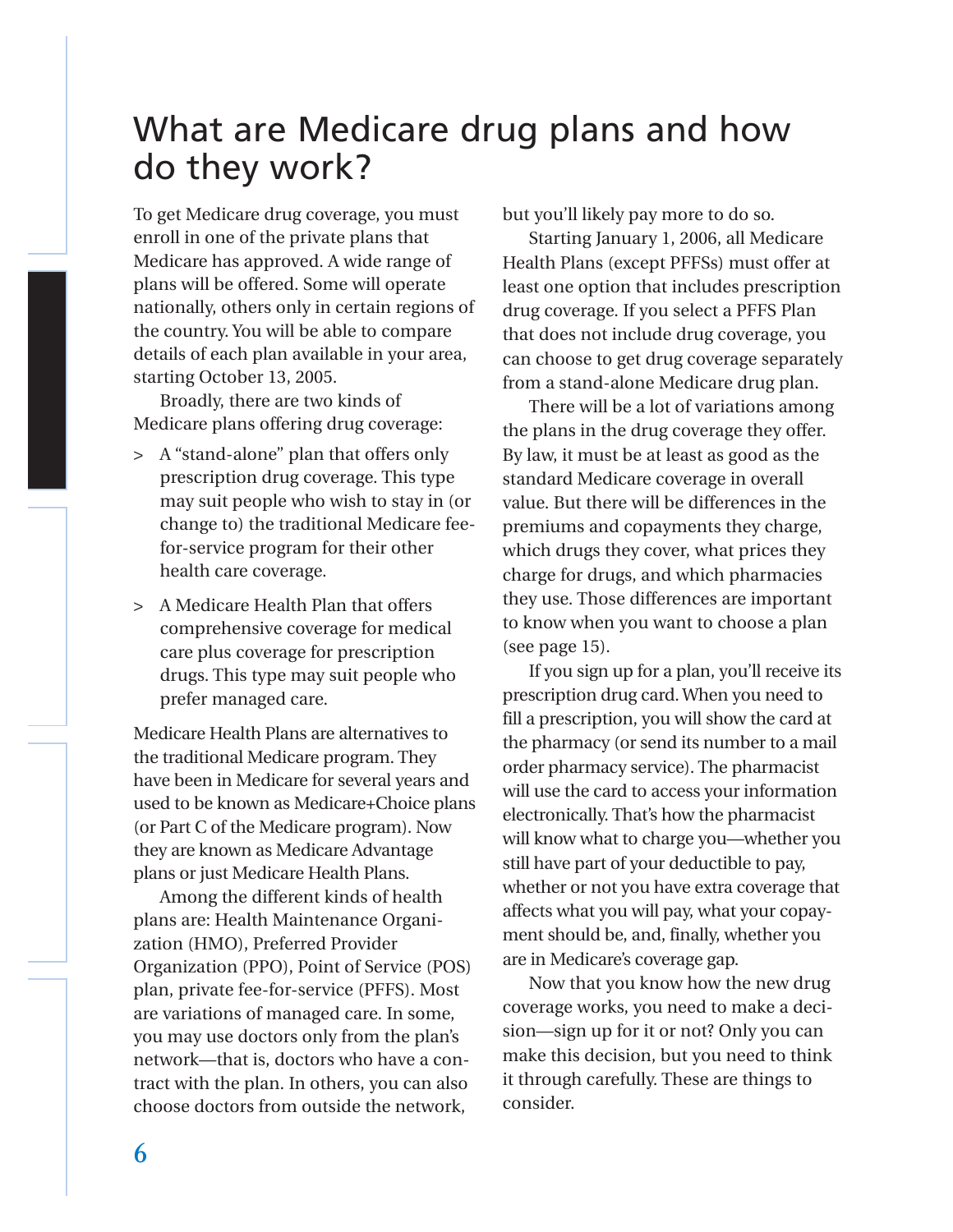# What are Medicare drug plans and how do they work?

To get Medicare drug coverage, you must enroll in one of the private plans that Medicare has approved. A wide range of plans will be offered. Some will operate nationally, others only in certain regions of the country. You will be able to compare details of each plan available in your area, starting October 13, 2005.

Broadly, there are two kinds of Medicare plans offering drug coverage:

> A "stand-alone" plan that offers only prescription drug coverage. This type may suit people who wish to stay in (or change to) the traditional Medicare fee-for-service program for their other health care coverage.

> A Medicare Health Plan that offers comprehensive coverage for medical care plus coverage for prescription drugs. This type may suit people who prefer managed care.

Medicare Health Plans are alternatives to the traditional Medicare program. They have been in Medicare for several years and used to be known as Medicare+Choice plans (or Part C of the Medicare program). Now they are known as Medicare Advantage plans or just Medicare Health Plans.

Among the different kinds of health plans are: Health Maintenance Organization (HMO), Preferred Provider Organization (PPO), Point of Service (POS) plan, private fee-for-service (PFFS). Most are variations of managed care. In some, you may use doctors only from the plan's network—that is, doctors who have a contract with the plan. In others, you can also choose doctors from outside the network, but you'll likely pay more to do so.

Starting January 1, 2006, all Medicare Health Plans (except PFFSs) must offer at least one option that includes prescription drug coverage. If you select a PFFS Plan that does not include drug coverage, you can choose to get drug coverage separately from a stand-alone Medicare drug plan.

There will be a lot of variations among the plans in the drug coverage they offer. By law, it must be at least as good as the standard Medicare coverage in overall value. But there will be differences in the premiums and copayments they charge, which drugs they cover, what prices they charge for drugs, and which pharmacies they use. Those differences are important to know when you want to choose a plan (see page 15).

If you sign up for a plan, you'll receive its prescription drug card. When you need to fill a prescription, you will show the card at the pharmacy (or send its number to a mail order pharmacy service). The pharmacist will use the card to access your information electronically. That's how the pharmacist will know what to charge you—whether you still have part of your deductible to pay, whether or not you have extra coverage that affects what you will pay, what your copayment should be, and, finally, whether you are in Medicare's coverage gap.

Now that you know how the new drug coverage works, you need to make a decision—sign up for it or not? Only you can make this decision, but you need to think it through carefully. These are things to consider.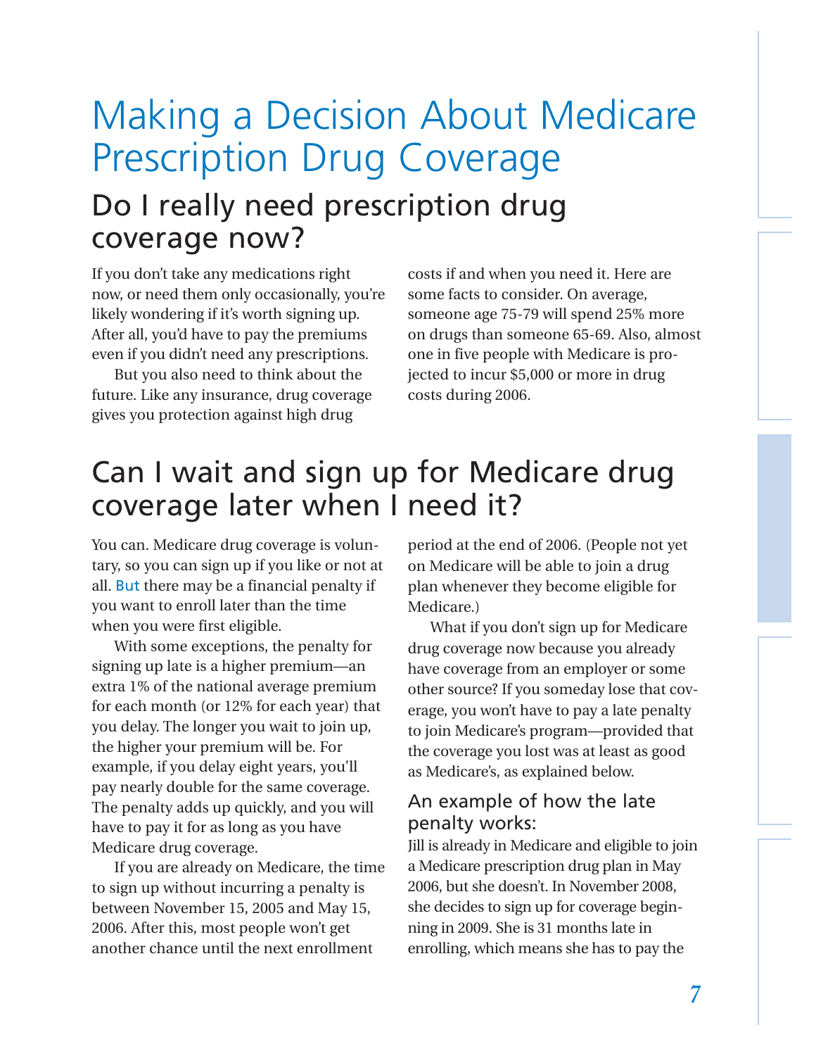# Making a Decision About Medicare Prescription Drug Coverage

## Do I really need prescription drug coverage now?

If you don't take any medications right now, or need them only occasionally, you're likely wondering if it's worth signing up. After all, you'd have to pay the premiums even if you didn't need any prescriptions.

But you also need to think about the future. Like any insurance, drug coverage gives you protection against high drug costs if and when you need it. Here are some facts to consider. On average, someone age 75-79 will spend 25% more on drugs than someone 65-69. Also, almost one in five people with Medicare is projected to incur $5,000 or more in drug costs during 2006.

## Can I wait and sign up for Medicare drug coverage later when I need it?

You can. Medicare drug coverage is voluntary, so you can sign up if you like or not at all. But there may be a financial penalty if you want to enroll later than the time when you were first eligible.

With some exceptions, the penalty for signing up late is a higher premium—an extra 1% of the national average premium for each month (or 12% for each year) that you delay. The longer you wait to join up, the higher your premium will be. For example, if you delay eight years, you'll pay nearly double for the same coverage. The penalty adds up quickly, and you will have to pay it for as long as you have Medicare drug coverage.

If you are already on Medicare, the time to sign up without incurring a penalty is between November 15, 2005 and May 15, 2006. After this, most people won't get another chance until the next enrollment period at the end of 2006. (People not yet on Medicare will be able to join a drug plan whenever they become eligible for Medicare.)

What if you don't sign up for Medicare drug coverage now because you already have coverage from an employer or some other source? If you someday lose that coverage, you won't have to pay a late penalty to join Medicare's program—provided that the coverage you lost was at least as good as Medicare's, as explained below.

### An example of how the late penalty works:

Jill is already in Medicare and eligible to join a Medicare prescription drug plan in May 2006, but she doesn't. In November 2008, she decides to sign up for coverage beginning in 2009. She is 31 months late in enrolling, which means she has to pay the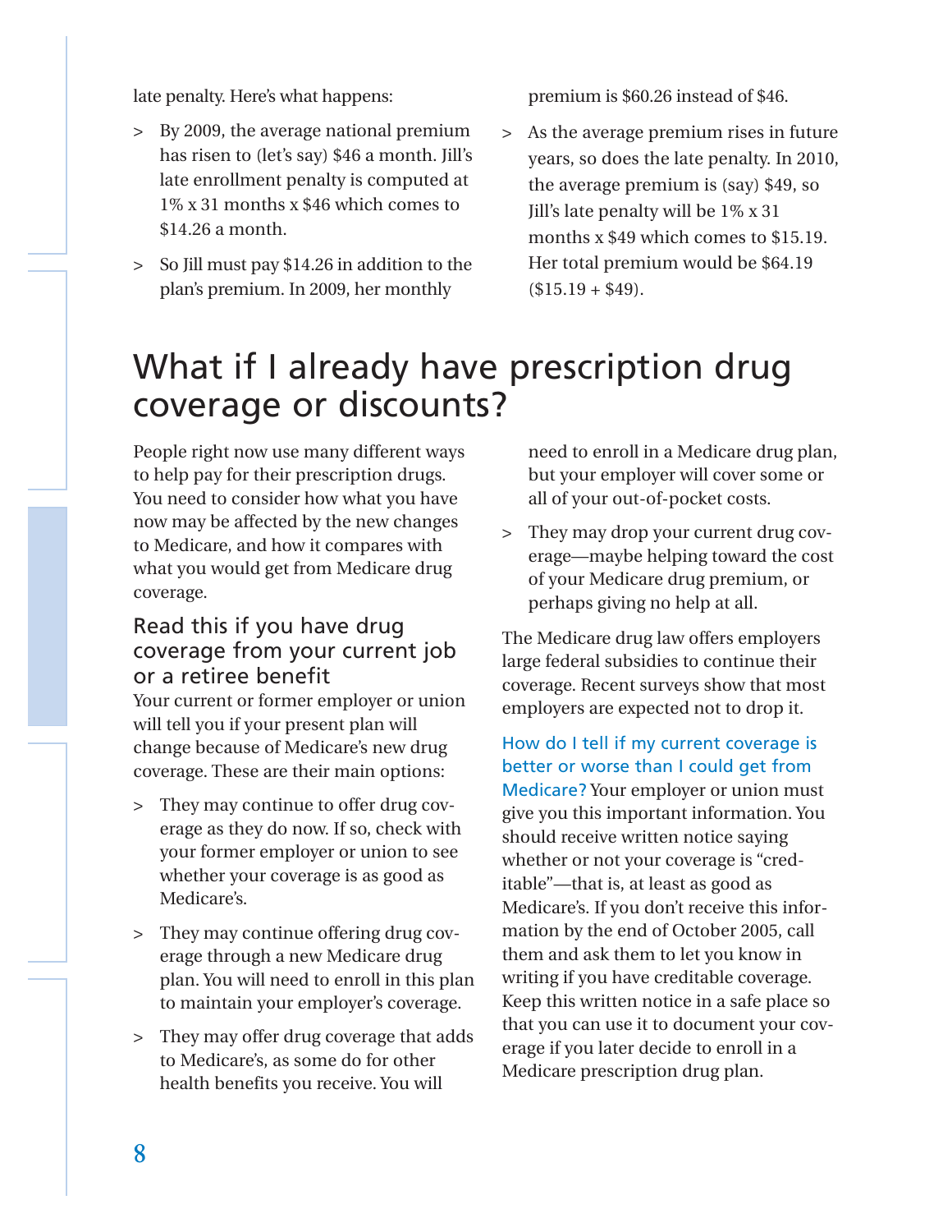late penalty. Here's what happens:

> By 2009, the average national premium has risen to (let's say) $46 a month. Jill's late enrollment penalty is computed at 1% x 31 months x $46 which comes to $14.26 a month.

> So Jill must pay $14.26 in addition to the plan's premium. In 2009, her monthly premium is $60.26 instead of $46.

> As the average premium rises in future years, so does the late penalty. In 2010, the average premium is (say) $49, so Jill's late penalty will be 1% x 31 months x $49 which comes to $15.19. Her total premium would be $64.19 ($15.19 + $49).

# What if I already have prescription drug coverage or discounts?

People right now use many different ways to help pay for their prescription drugs. You need to consider how what you have now may be affected by the new changes to Medicare, and how it compares with what you would get from Medicare drug coverage.

## Read this if you have drug coverage from your current job or a retiree benefit

Your current or former employer or union will tell you if your present plan will change because of Medicare's new drug coverage. These are their main options:

> They may continue to offer drug coverage as they do now. If so, check with your former employer or union to see whether your coverage is as good as Medicare's.

> They may continue offering drug coverage through a new Medicare drug plan. You will need to enroll in this plan to maintain your employer's coverage.

> They may offer drug coverage that adds to Medicare's, as some do for other health benefits you receive. You will need to enroll in a Medicare drug plan, but your employer will cover some or all of your out-of-pocket costs.

> They may drop your current drug coverage—maybe helping toward the cost of your Medicare drug premium, or perhaps giving no help at all.

The Medicare drug law offers employers large federal subsidies to continue their coverage. Recent surveys show that most employers are expected not to drop it.

**How do I tell if my current coverage is better or worse than I could get from Medicare?** Your employer or union must give you this important information. You should receive written notice saying whether or not your coverage is "creditable"—that is, at least as good as Medicare's. If you don't receive this information by the end of October 2005, call them and ask them to let you know in writing if you have creditable coverage. Keep this written notice in a safe place so that you can use it to document your coverage if you later decide to enroll in a Medicare prescription drug plan.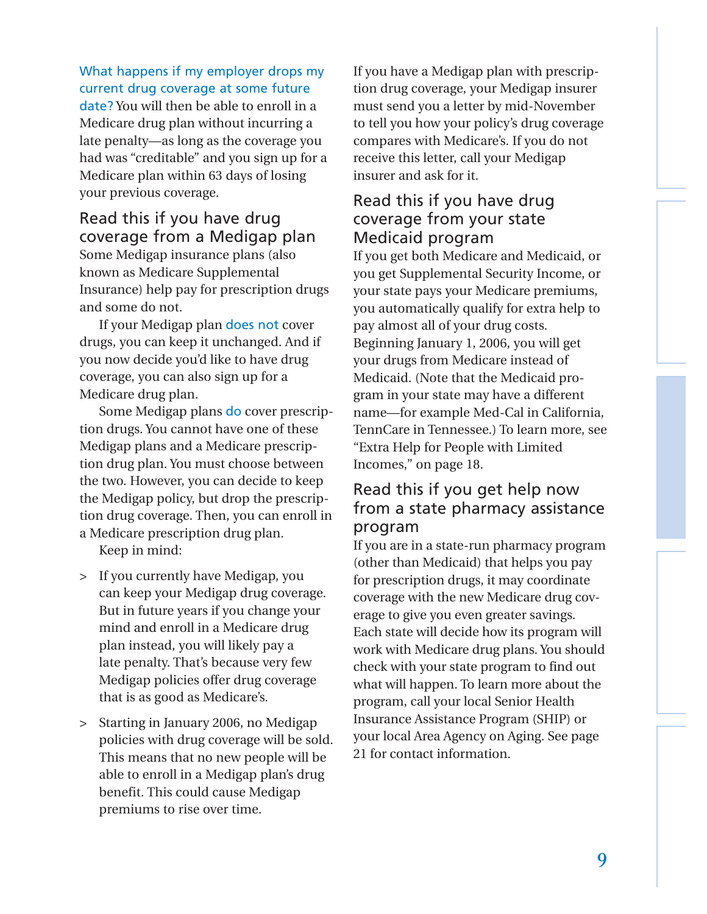**What happens if my employer drops my current drug coverage at some future date?** You will then be able to enroll in a Medicare drug plan without incurring a late penalty—as long as the coverage you had was "creditable" and you sign up for a Medicare plan within 63 days of losing your previous coverage.

## Read this if you have drug coverage from a Medigap plan

Some Medigap insurance plans (also known as Medicare Supplemental Insurance) help pay for prescription drugs and some do not.

If your Medigap plan **does not** cover drugs, you can keep it unchanged. And if you now decide you'd like to have drug coverage, you can also sign up for a Medicare drug plan.

Some Medigap plans **do** cover prescription drugs. You cannot have one of these Medigap plans and a Medicare prescription drug plan. You must choose between the two. However, you can decide to keep the Medigap policy, but drop the prescription drug coverage. Then, you can enroll in a Medicare prescription drug plan.

Keep in mind:

- If you currently have Medigap, you can keep your Medigap drug coverage. But in future years if you change your mind and enroll in a Medicare drug plan instead, you will likely pay a late penalty. That's because very few Medigap policies offer drug coverage that is as good as Medicare's.
- Starting in January 2006, no Medigap policies with drug coverage will be sold. This means that no new people will be able to enroll in a Medigap plan's drug benefit. This could cause Medigap premiums to rise over time.

If you have a Medigap plan with prescription drug coverage, your Medigap insurer must send you a letter by mid-November to tell you how your policy's drug coverage compares with Medicare's. If you do not receive this letter, call your Medigap insurer and ask for it.

## Read this if you have drug coverage from your state Medicaid program

If you get both Medicare and Medicaid, or you get Supplemental Security Income, or your state pays your Medicare premiums, you automatically qualify for extra help to pay almost all of your drug costs. Beginning January 1, 2006, you will get your drugs from Medicare instead of Medicaid. (Note that the Medicaid program in your state may have a different name—for example Med-Cal in California, TennCare in Tennessee.) To learn more, see "Extra Help for People with Limited Incomes," on page 18.

## Read this if you get help now from a state pharmacy assistance program

If you are in a state-run pharmacy program (other than Medicaid) that helps you pay for prescription drugs, it may coordinate coverage with the new Medicare drug coverage to give you even greater savings. Each state will decide how its program will work with Medicare drug plans. You should check with your state program to find out what will happen. To learn more about the program, call your local Senior Health Insurance Assistance Program (SHIP) or your local Area Agency on Aging. See page 21 for contact information.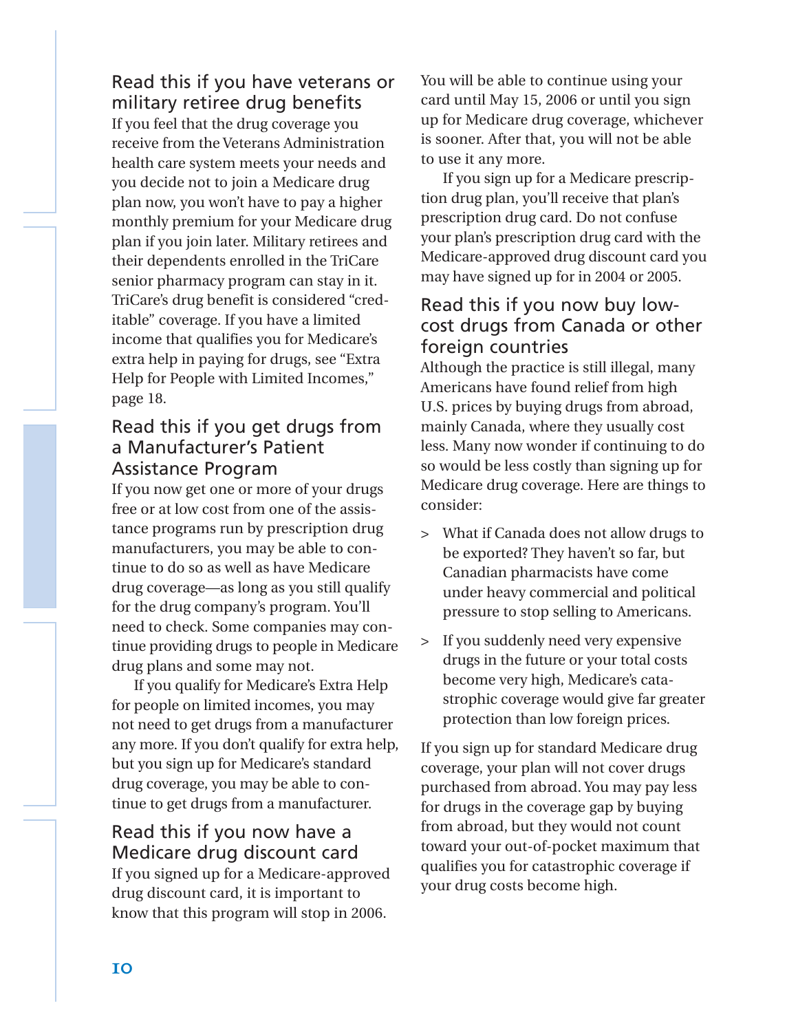## Read this if you have veterans or military retiree drug benefits

If you feel that the drug coverage you receive from the Veterans Administration health care system meets your needs and you decide not to join a Medicare drug plan now, you won't have to pay a higher monthly premium for your Medicare drug plan if you join later. Military retirees and their dependents enrolled in the TriCare senior pharmacy program can stay in it. TriCare's drug benefit is considered "creditable" coverage. If you have a limited income that qualifies you for Medicare's extra help in paying for drugs, see "Extra Help for People with Limited Incomes," page 18.

## Read this if you get drugs from a Manufacturer's Patient Assistance Program

If you now get one or more of your drugs free or at low cost from one of the assistance programs run by prescription drug manufacturers, you may be able to continue to do so as well as have Medicare drug coverage—as long as you still qualify for the drug company's program. You'll need to check. Some companies may continue providing drugs to people in Medicare drug plans and some may not.

If you qualify for Medicare's Extra Help for people on limited incomes, you may not need to get drugs from a manufacturer any more. If you don't qualify for extra help, but you sign up for Medicare's standard drug coverage, you may be able to continue to get drugs from a manufacturer.

## Read this if you now have a Medicare drug discount card

If you signed up for a Medicare-approved drug discount card, it is important to know that this program will stop in 2006. You will be able to continue using your card until May 15, 2006 or until you sign up for Medicare drug coverage, whichever is sooner. After that, you will not be able to use it any more.

If you sign up for a Medicare prescription drug plan, you'll receive that plan's prescription drug card. Do not confuse your plan's prescription drug card with the Medicare-approved drug discount card you may have signed up for in 2004 or 2005.

## Read this if you now buy low-cost drugs from Canada or other foreign countries

Although the practice is still illegal, many Americans have found relief from high U.S. prices by buying drugs from abroad, mainly Canada, where they usually cost less. Many now wonder if continuing to do so would be less costly than signing up for Medicare drug coverage. Here are things to consider:

> What if Canada does not allow drugs to be exported? They haven't so far, but Canadian pharmacists have come under heavy commercial and political pressure to stop selling to Americans.

> If you suddenly need very expensive drugs in the future or your total costs become very high, Medicare's catastrophic coverage would give far greater protection than low foreign prices.

If you sign up for standard Medicare drug coverage, your plan will not cover drugs purchased from abroad. You may pay less for drugs in the coverage gap by buying from abroad, but they would not count toward your out-of-pocket maximum that qualifies you for catastrophic coverage if your drug costs become high.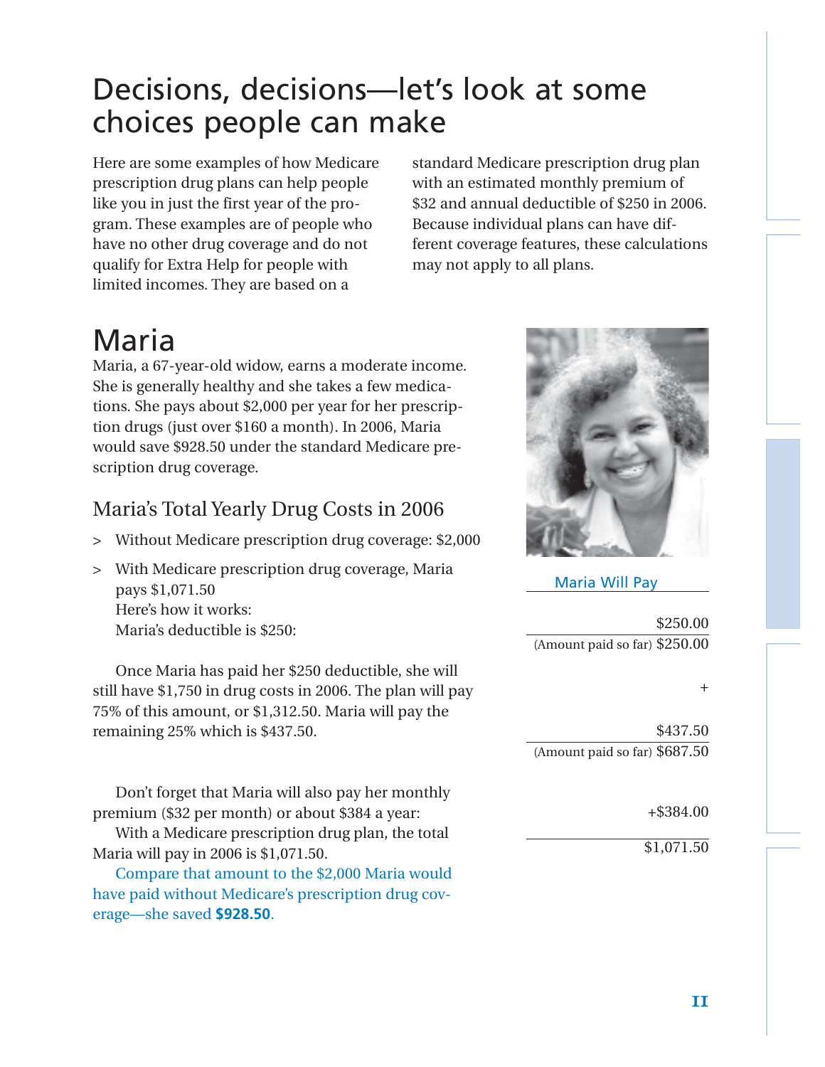# Decisions, decisions—let's look at some choices people can make

Here are some examples of how Medicare prescription drug plans can help people like you in just the first year of the program. These examples are of people who have no other drug coverage and do not qualify for Extra Help for people with limited incomes. They are based on a standard Medicare prescription drug plan with an estimated monthly premium of $32 and annual deductible of $250 in 2006. Because individual plans can have different coverage features, these calculations may not apply to all plans.

## Maria

Maria, a 67-year-old widow, earns a moderate income. She is generally healthy and she takes a few medications. She pays about $2,000 per year for her prescription drugs (just over $160 a month). In 2006, Maria would save $928.50 under the standard Medicare prescription drug coverage.

### Maria's Total Yearly Drug Costs in 2006

> Without Medicare prescription drug coverage: $2,000

> With Medicare prescription drug coverage, Maria pays $1,071.50
Here's how it works:
Maria's deductible is $250:

Once Maria has paid her $250 deductible, she will still have $1,750 in drug costs in 2006. The plan will pay 75% of this amount, or $1,312.50. Maria will pay the remaining 25% which is $437.50.

Don't forget that Maria will also pay her monthly premium ($32 per month) or about $384 a year:

With a Medicare prescription drug plan, the total Maria will pay in 2006 is $1,071.50.

Compare that amount to the $2,000 Maria would have paid without Medicare's prescription drug coverage—she saved **$928.50**.

| Maria Will Pay |
|---|
| $250.00 |
| (Amount paid so far) $250.00 |
| + |
| $437.50 |
| (Amount paid so far) $687.50 |
| +$384.00 |
| $1,071.50 |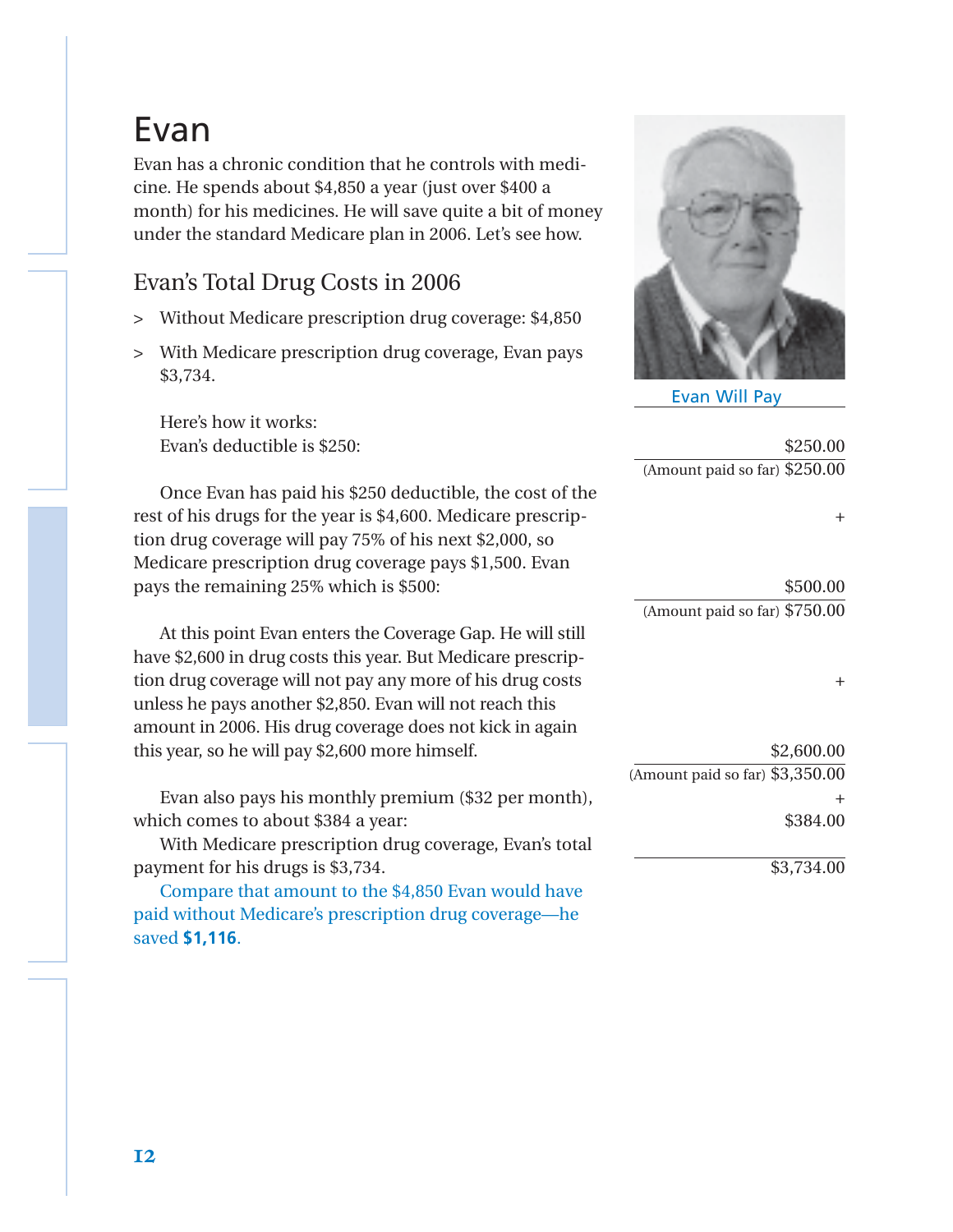# Evan

Evan has a chronic condition that he controls with medicine. He spends about $4,850 a year (just over $400 a month) for his medicines. He will save quite a bit of money under the standard Medicare plan in 2006. Let's see how.

## Evan's Total Drug Costs in 2006

> Without Medicare prescription drug coverage: $4,850

> With Medicare prescription drug coverage, Evan pays $3,734.

| | Evan Will Pay |
|---|---|
| Here's how it works: Evan's deductible is $250: | $250.00 |
| | (Amount paid so far) $250.00 |
| Once Evan has paid his $250 deductible, the cost of the rest of his drugs for the year is $4,600. Medicare prescription drug coverage will pay 75% of his next $2,000, so Medicare prescription drug coverage pays $1,500. Evan pays the remaining 25% which is $500: | + $500.00 |
| | (Amount paid so far) $750.00 |
| At this point Evan enters the Coverage Gap. He will still have $2,600 in drug costs this year. But Medicare prescription drug coverage will not pay any more of his drug costs unless he pays another $2,850. Evan will not reach this amount in 2006. His drug coverage does not kick in again this year, so he will pay $2,600 more himself. | + $2,600.00 |
| | (Amount paid so far) $3,350.00 |
| Evan also pays his monthly premium ($32 per month), which comes to about $384 a year: | + $384.00 |
| With Medicare prescription drug coverage, Evan's total payment for his drugs is $3,734. | $3,734.00 |

Compare that amount to the $4,850 Evan would have paid without Medicare's prescription drug coverage—he saved **$1,116**.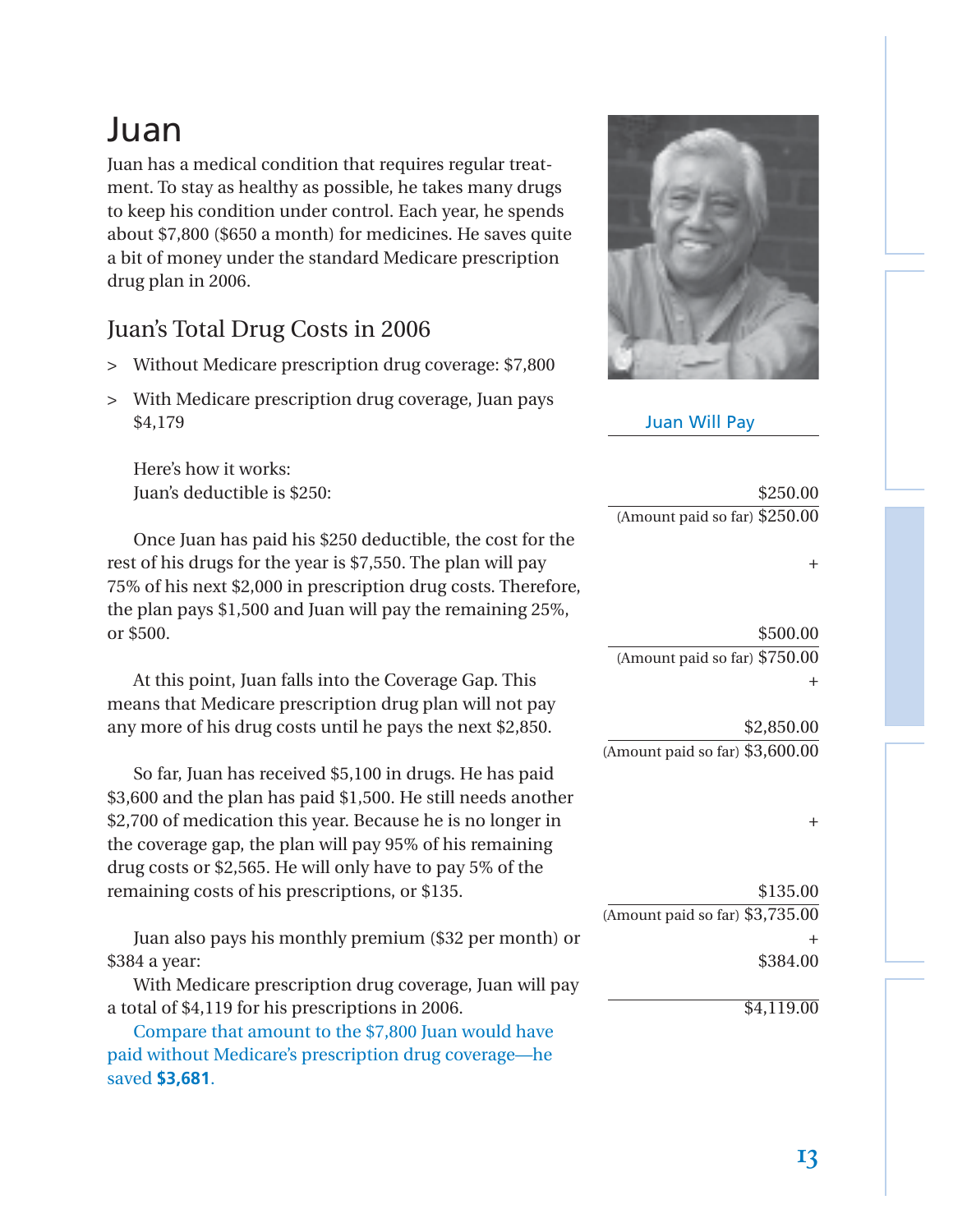# Juan

Juan has a medical condition that requires regular treatment. To stay as healthy as possible, he takes many drugs to keep his condition under control. Each year, he spends about $7,800 ($650 a month) for medicines. He saves quite a bit of money under the standard Medicare prescription drug plan in 2006.

## Juan's Total Drug Costs in 2006

> Without Medicare prescription drug coverage: $7,800

> With Medicare prescription drug coverage, Juan pays $4,179

| | Juan Will Pay |
|---|---|
| Here's how it works:<br>Juan's deductible is $250: | $250.00<br>(Amount paid so far) $250.00 |
| Once Juan has paid his $250 deductible, the cost for the rest of his drugs for the year is $7,550. The plan will pay 75% of his next $2,000 in prescription drug costs. Therefore, the plan pays $1,500 and Juan will pay the remaining 25%, or $500. | +<br>$500.00<br>(Amount paid so far) $750.00 |
| At this point, Juan falls into the Coverage Gap. This means that Medicare prescription drug plan will not pay any more of his drug costs until he pays the next $2,850. | +<br>$2,850.00<br>(Amount paid so far) $3,600.00 |
| So far, Juan has received $5,100 in drugs. He has paid $3,600 and the plan has paid $1,500. He still needs another $2,700 of medication this year. Because he is no longer in the coverage gap, the plan will pay 95% of his remaining drug costs or $2,565. He will only have to pay 5% of the remaining costs of his prescriptions, or $135. | +<br>$135.00<br>(Amount paid so far) $3,735.00 |
| Juan also pays his monthly premium ($32 per month) or $384 a year: | +<br>$384.00 |
| With Medicare prescription drug coverage, Juan will pay a total of $4,119 for his prescriptions in 2006. | $4,119.00 |

Compare that amount to the $7,800 Juan would have paid without Medicare's prescription drug coverage—he saved **$3,681**.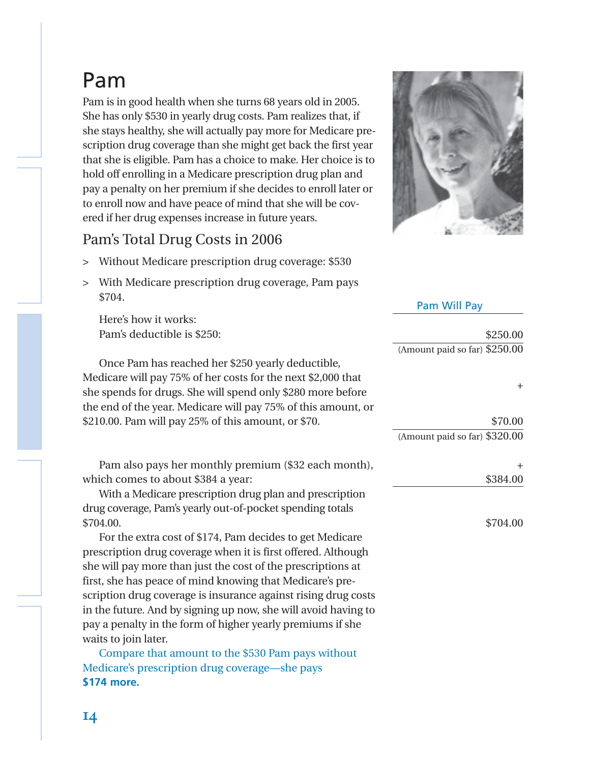# Pam

Pam is in good health when she turns 68 years old in 2005. She has only $530 in yearly drug costs. Pam realizes that, if she stays healthy, she will actually pay more for Medicare prescription drug coverage than she might get back the first year that she is eligible. Pam has a choice to make. Her choice is to hold off enrolling in a Medicare prescription drug plan and pay a penalty on her premium if she decides to enroll later or to enroll now and have peace of mind that she will be covered if her drug expenses increase in future years.

## Pam's Total Drug Costs in 2006

> Without Medicare prescription drug coverage: $530

> With Medicare prescription drug coverage, Pam pays $704.

| | Pam Will Pay |
|---|---|
| Here's how it works: Pam's deductible is $250: | $250.00 |
| | (Amount paid so far) $250.00 |
| Once Pam has reached her $250 yearly deductible, Medicare will pay 75% of her costs for the next $2,000 that she spends for drugs. She will spend only $280 more before the end of the year. Medicare will pay 75% of this amount, or $210.00. Pam will pay 25% of this amount, or $70. | + $70.00 |
| | (Amount paid so far) $320.00 |
| Pam also pays her monthly premium ($32 each month), which comes to about $384 a year: | + $384.00 |
| With a Medicare prescription drug plan and prescription drug coverage, Pam's yearly out-of-pocket spending totals $704.00. | $704.00 |

For the extra cost of $174, Pam decides to get Medicare prescription drug coverage when it is first offered. Although she will pay more than just the cost of the prescriptions at first, she has peace of mind knowing that Medicare's prescription drug coverage is insurance against rising drug costs in the future. And by signing up now, she will avoid having to pay a penalty in the form of higher yearly premiums if she waits to join later.

Compare that amount to the $530 Pam pays without Medicare's prescription drug coverage—she pays **$174 more.**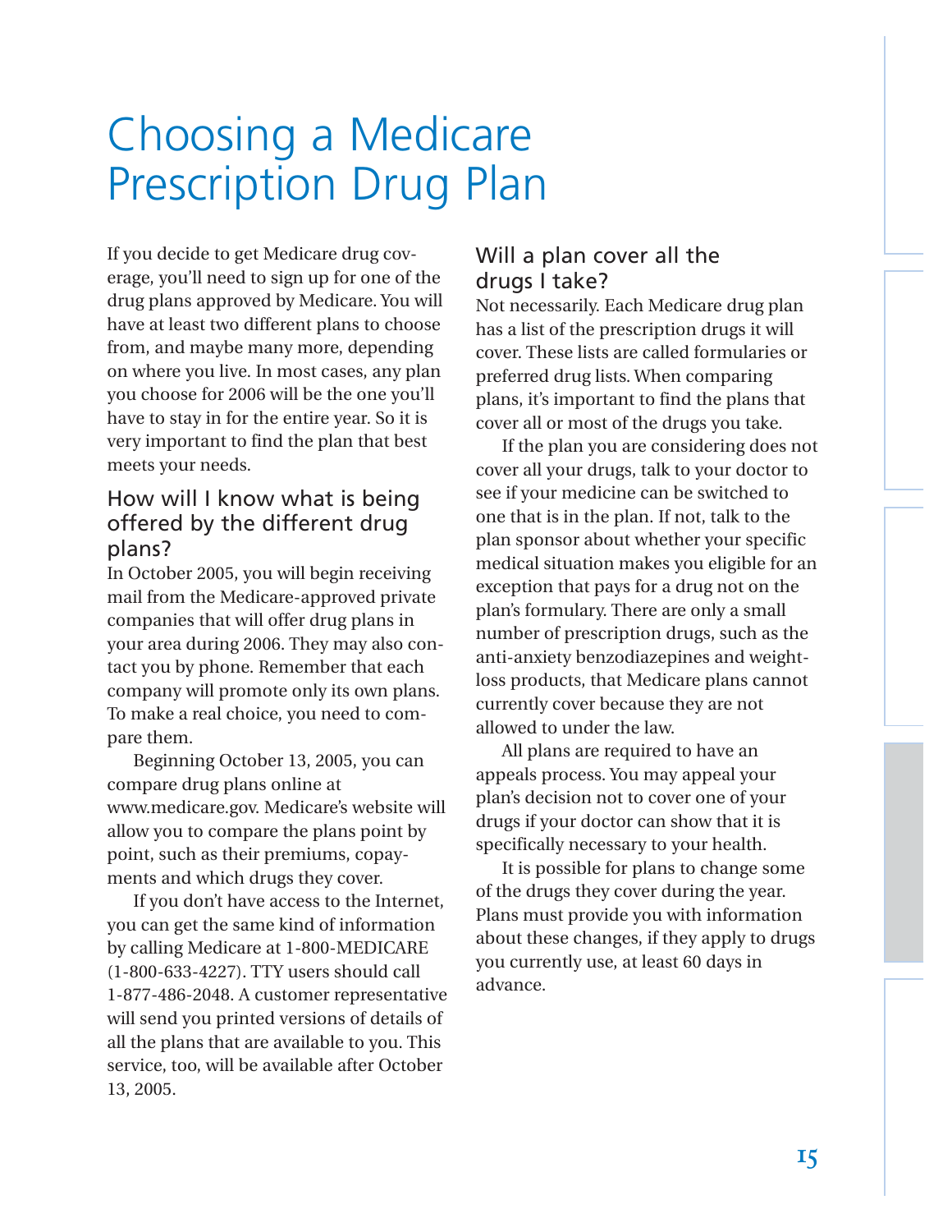# Choosing a Medicare Prescription Drug Plan

If you decide to get Medicare drug coverage, you'll need to sign up for one of the drug plans approved by Medicare. You will have at least two different plans to choose from, and maybe many more, depending on where you live. In most cases, any plan you choose for 2006 will be the one you'll have to stay in for the entire year. So it is very important to find the plan that best meets your needs.

## How will I know what is being offered by the different drug plans?

In October 2005, you will begin receiving mail from the Medicare-approved private companies that will offer drug plans in your area during 2006. They may also contact you by phone. Remember that each company will promote only its own plans. To make a real choice, you need to compare them.

Beginning October 13, 2005, you can compare drug plans online at www.medicare.gov. Medicare's website will allow you to compare the plans point by point, such as their premiums, copayments and which drugs they cover.

If you don't have access to the Internet, you can get the same kind of information by calling Medicare at 1-800-MEDICARE (1-800-633-4227). TTY users should call 1-877-486-2048. A customer representative will send you printed versions of details of all the plans that are available to you. This service, too, will be available after October 13, 2005.

## Will a plan cover all the drugs I take?

Not necessarily. Each Medicare drug plan has a list of the prescription drugs it will cover. These lists are called formularies or preferred drug lists. When comparing plans, it's important to find the plans that cover all or most of the drugs you take.

If the plan you are considering does not cover all your drugs, talk to your doctor to see if your medicine can be switched to one that is in the plan. If not, talk to the plan sponsor about whether your specific medical situation makes you eligible for an exception that pays for a drug not on the plan's formulary. There are only a small number of prescription drugs, such as the anti-anxiety benzodiazepines and weight-loss products, that Medicare plans cannot currently cover because they are not allowed to under the law.

All plans are required to have an appeals process. You may appeal your plan's decision not to cover one of your drugs if your doctor can show that it is specifically necessary to your health.

It is possible for plans to change some of the drugs they cover during the year. Plans must provide you with information about these changes, if they apply to drugs you currently use, at least 60 days in advance.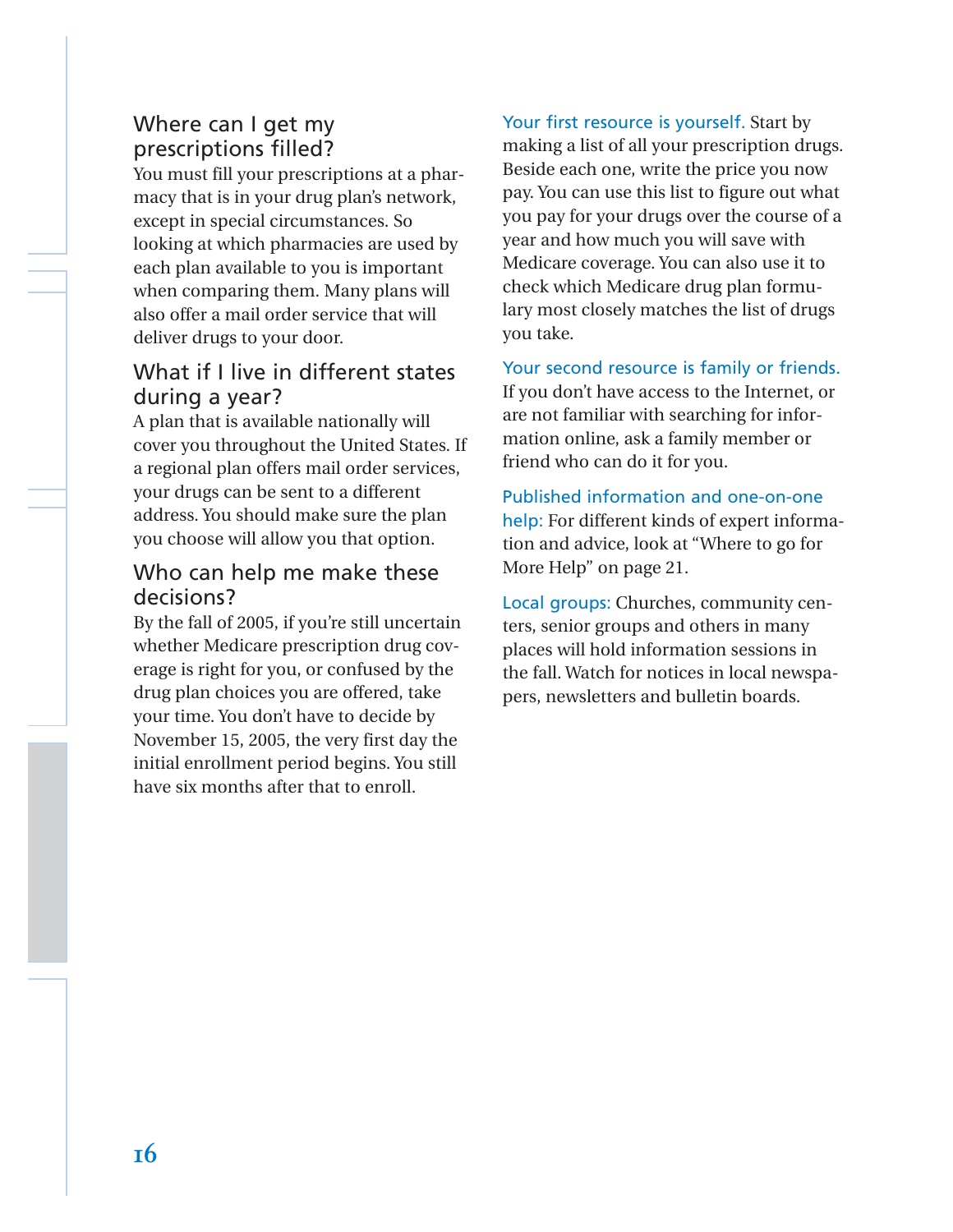## Where can I get my prescriptions filled?

You must fill your prescriptions at a pharmacy that is in your drug plan's network, except in special circumstances. So looking at which pharmacies are used by each plan available to you is important when comparing them. Many plans will also offer a mail order service that will deliver drugs to your door.

## What if I live in different states during a year?

A plan that is available nationally will cover you throughout the United States. If a regional plan offers mail order services, your drugs can be sent to a different address. You should make sure the plan you choose will allow you that option.

## Who can help me make these decisions?

By the fall of 2005, if you're still uncertain whether Medicare prescription drug coverage is right for you, or confused by the drug plan choices you are offered, take your time. You don't have to decide by November 15, 2005, the very first day the initial enrollment period begins. You still have six months after that to enroll.

**Your first resource is yourself.** Start by making a list of all your prescription drugs. Beside each one, write the price you now pay. You can use this list to figure out what you pay for your drugs over the course of a year and how much you will save with Medicare coverage. You can also use it to check which Medicare drug plan formulary most closely matches the list of drugs you take.

**Your second resource is family or friends.** If you don't have access to the Internet, or are not familiar with searching for information online, ask a family member or friend who can do it for you.

**Published information and one-on-one help:** For different kinds of expert information and advice, look at "Where to go for More Help" on page 21.

**Local groups:** Churches, community centers, senior groups and others in many places will hold information sessions in the fall. Watch for notices in local newspapers, newsletters and bulletin boards.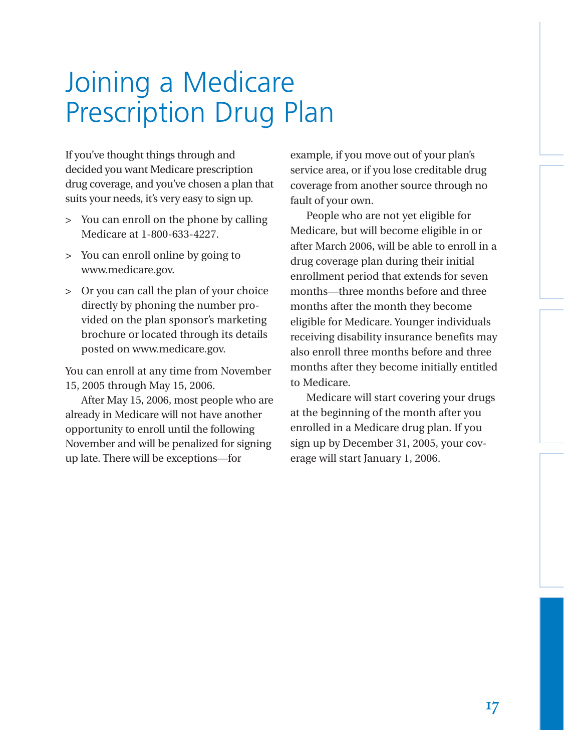# Joining a Medicare Prescription Drug Plan

If you've thought things through and decided you want Medicare prescription drug coverage, and you've chosen a plan that suits your needs, it's very easy to sign up.

> You can enroll on the phone by calling Medicare at 1-800-633-4227.

> You can enroll online by going to www.medicare.gov.

> Or you can call the plan of your choice directly by phoning the number provided on the plan sponsor's marketing brochure or located through its details posted on www.medicare.gov.

You can enroll at any time from November 15, 2005 through May 15, 2006.

After May 15, 2006, most people who are already in Medicare will not have another opportunity to enroll until the following November and will be penalized for signing up late. There will be exceptions—for example, if you move out of your plan's service area, or if you lose creditable drug coverage from another source through no fault of your own.

People who are not yet eligible for Medicare, but will become eligible in or after March 2006, will be able to enroll in a drug coverage plan during their initial enrollment period that extends for seven months—three months before and three months after the month they become eligible for Medicare. Younger individuals receiving disability insurance benefits may also enroll three months before and three months after they become initially entitled to Medicare.

Medicare will start covering your drugs at the beginning of the month after you enrolled in a Medicare drug plan. If you sign up by December 31, 2005, your coverage will start January 1, 2006.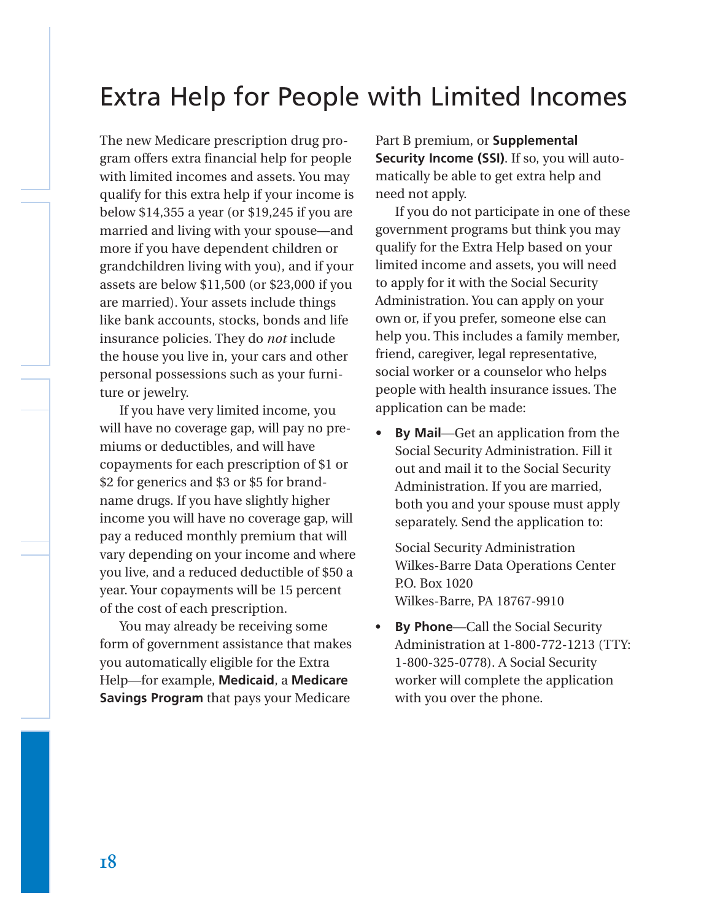# Extra Help for People with Limited Incomes

The new Medicare prescription drug program offers extra financial help for people with limited incomes and assets. You may qualify for this extra help if your income is below $14,355 a year (or $19,245 if you are married and living with your spouse—and more if you have dependent children or grandchildren living with you), and if your assets are below $11,500 (or $23,000 if you are married). Your assets include things like bank accounts, stocks, bonds and life insurance policies. They do *not* include the house you live in, your cars and other personal possessions such as your furniture or jewelry.

If you have very limited income, you will have no coverage gap, will pay no premiums or deductibles, and will have copayments for each prescription of $1 or $2 for generics and $3 or $5 for brand-name drugs. If you have slightly higher income you will have no coverage gap, will pay a reduced monthly premium that will vary depending on your income and where you live, and a reduced deductible of $50 a year. Your copayments will be 15 percent of the cost of each prescription.

You may already be receiving some form of government assistance that makes you automatically eligible for the Extra Help—for example, **Medicaid**, a **Medicare Savings Program** that pays your Medicare Part B premium, or **Supplemental Security Income (SSI)**. If so, you will automatically be able to get extra help and need not apply.

If you do not participate in one of these government programs but think you may qualify for the Extra Help based on your limited income and assets, you will need to apply for it with the Social Security Administration. You can apply on your own or, if you prefer, someone else can help you. This includes a family member, friend, caregiver, legal representative, social worker or a counselor who helps people with health insurance issues. The application can be made:

- **By Mail**—Get an application from the Social Security Administration. Fill it out and mail it to the Social Security Administration. If you are married, both you and your spouse must apply separately. Send the application to:

  Social Security Administration
  Wilkes-Barre Data Operations Center
  P.O. Box 1020
  Wilkes-Barre, PA 18767-9910

- **By Phone**—Call the Social Security Administration at 1-800-772-1213 (TTY: 1-800-325-0778). A Social Security worker will complete the application with you over the phone.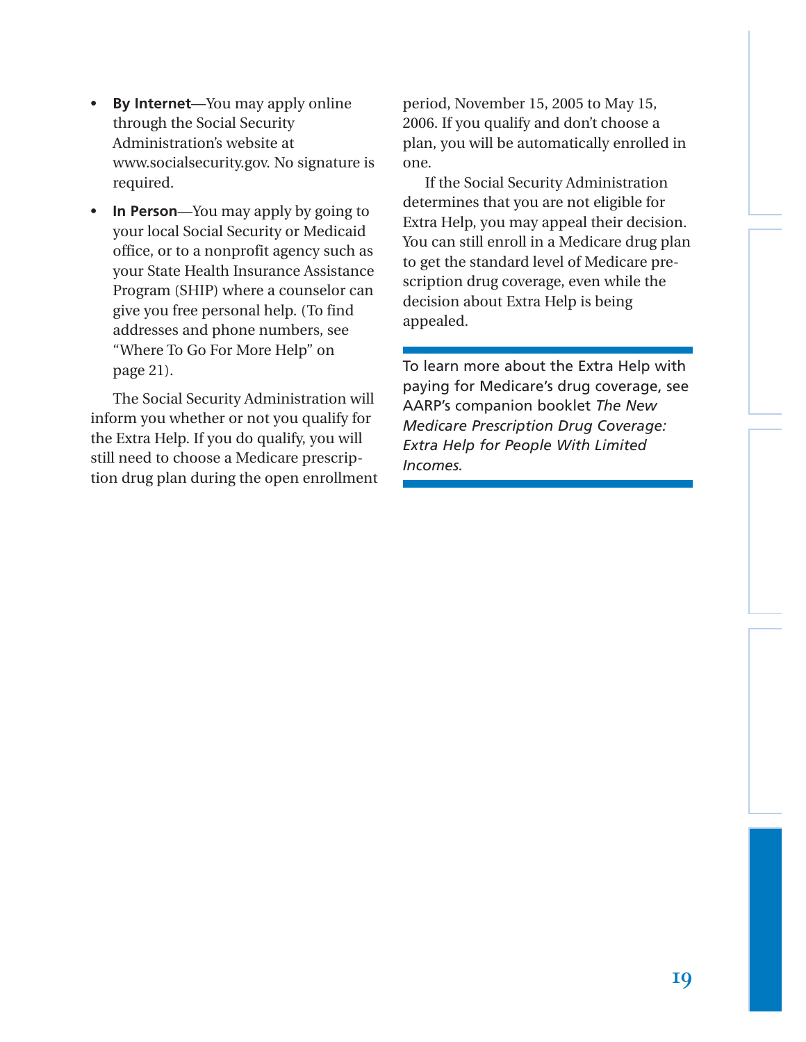- **By Internet**—You may apply online through the Social Security Administration's website at www.socialsecurity.gov. No signature is required.
- **In Person**—You may apply by going to your local Social Security or Medicaid office, or to a nonprofit agency such as your State Health Insurance Assistance Program (SHIP) where a counselor can give you free personal help. (To find addresses and phone numbers, see "Where To Go For More Help" on page 21).

The Social Security Administration will inform you whether or not you qualify for the Extra Help. If you do qualify, you will still need to choose a Medicare prescription drug plan during the open enrollment period, November 15, 2005 to May 15, 2006. If you qualify and don't choose a plan, you will be automatically enrolled in one.

If the Social Security Administration determines that you are not eligible for Extra Help, you may appeal their decision. You can still enroll in a Medicare drug plan to get the standard level of Medicare prescription drug coverage, even while the decision about Extra Help is being appealed.

---

To learn more about the Extra Help with paying for Medicare's drug coverage, see AARP's companion booklet *The New Medicare Prescription Drug Coverage: Extra Help for People With Limited Incomes.*

---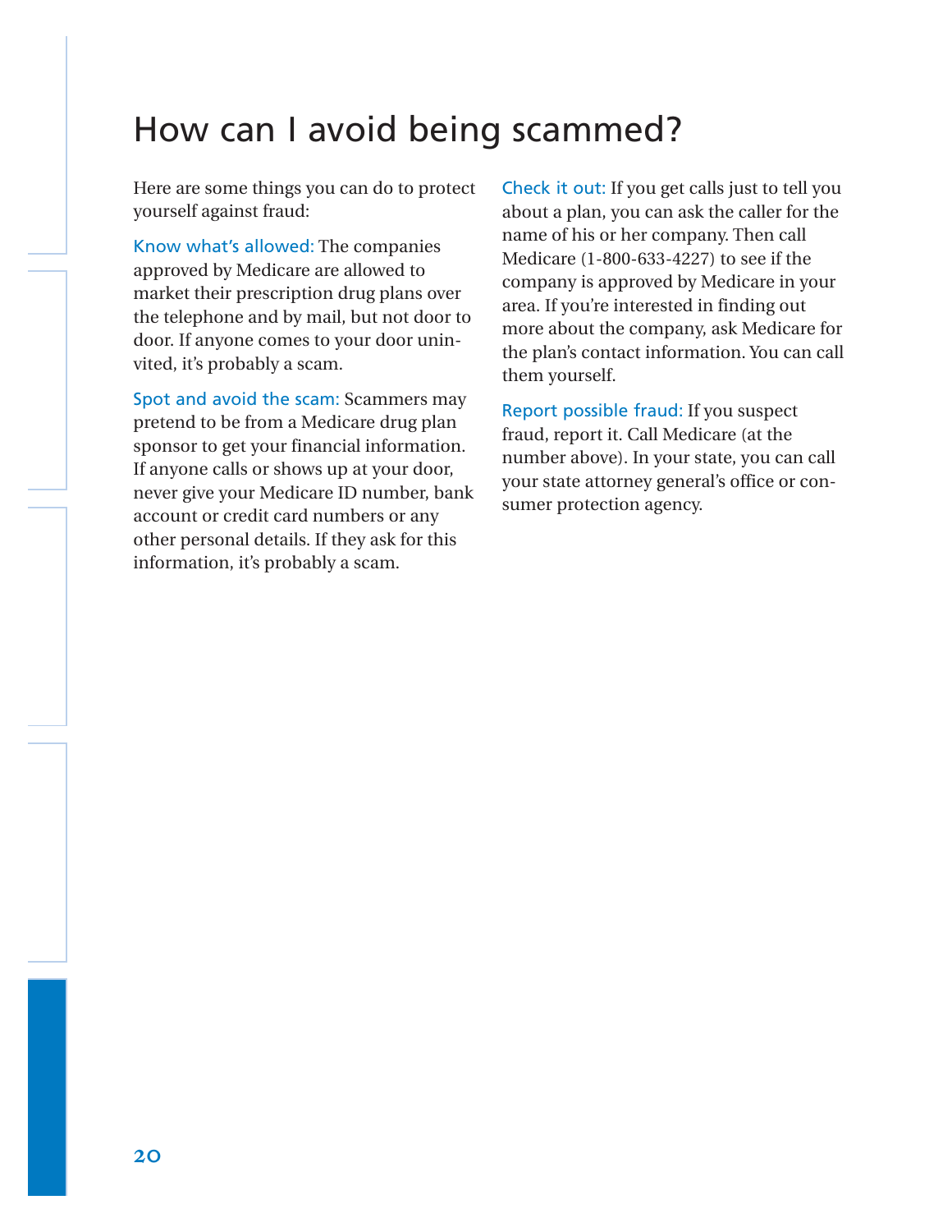# How can I avoid being scammed?

Here are some things you can do to protect yourself against fraud:

**Know what's allowed:** The companies approved by Medicare are allowed to market their prescription drug plans over the telephone and by mail, but not door to door. If anyone comes to your door uninvited, it's probably a scam.

**Spot and avoid the scam:** Scammers may pretend to be from a Medicare drug plan sponsor to get your financial information. If anyone calls or shows up at your door, never give your Medicare ID number, bank account or credit card numbers or any other personal details. If they ask for this information, it's probably a scam.

**Check it out:** If you get calls just to tell you about a plan, you can ask the caller for the name of his or her company. Then call Medicare (1-800-633-4227) to see if the company is approved by Medicare in your area. If you're interested in finding out more about the company, ask Medicare for the plan's contact information. You can call them yourself.

**Report possible fraud:** If you suspect fraud, report it. Call Medicare (at the number above). In your state, you can call your state attorney general's office or consumer protection agency.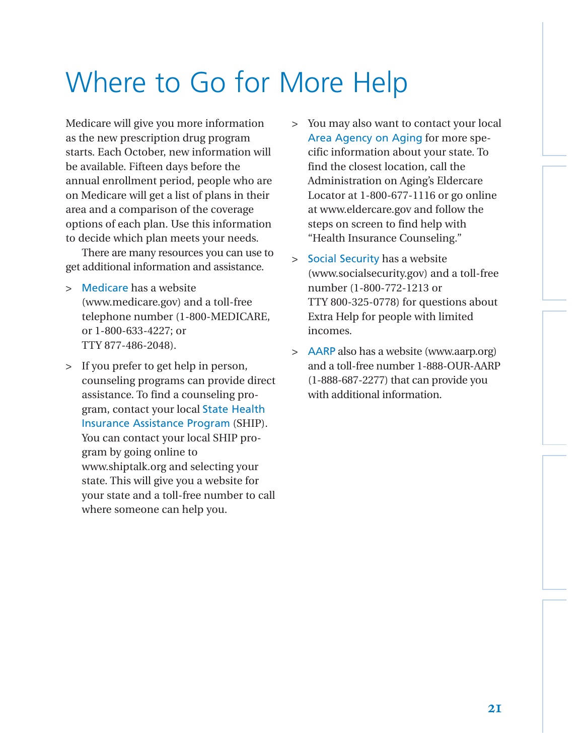# Where to Go for More Help

Medicare will give you more information as the new prescription drug program starts. Each October, new information will be available. Fifteen days before the annual enrollment period, people who are on Medicare will get a list of plans in their area and a comparison of the coverage options of each plan. Use this information to decide which plan meets your needs.

There are many resources you can use to get additional information and assistance.

- Medicare has a website (www.medicare.gov) and a toll-free telephone number (1-800-MEDICARE, or 1-800-633-4227; or TTY 877-486-2048).
- If you prefer to get help in person, counseling programs can provide direct assistance. To find a counseling program, contact your local State Health Insurance Assistance Program (SHIP). You can contact your local SHIP program by going online to www.shiptalk.org and selecting your state. This will give you a website for your state and a toll-free number to call where someone can help you.
- You may also want to contact your local Area Agency on Aging for more specific information about your state. To find the closest location, call the Administration on Aging's Eldercare Locator at 1-800-677-1116 or go online at www.eldercare.gov and follow the steps on screen to find help with "Health Insurance Counseling."
- Social Security has a website (www.socialsecurity.gov) and a toll-free number (1-800-772-1213 or TTY 800-325-0778) for questions about Extra Help for people with limited incomes.
- AARP also has a website (www.aarp.org) and a toll-free number 1-888-OUR-AARP (1-888-687-2277) that can provide you with additional information.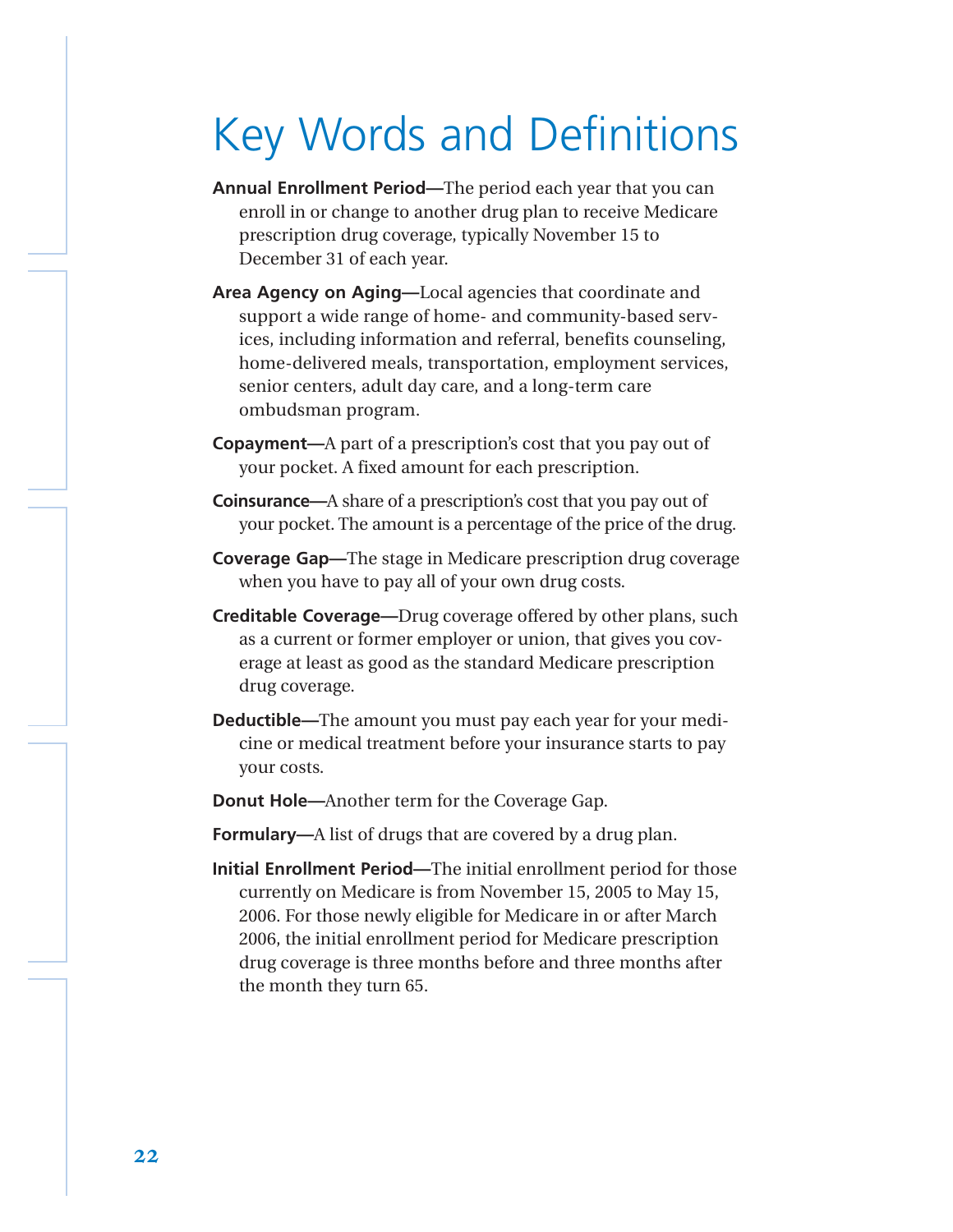# Key Words and Definitions

**Annual Enrollment Period—**The period each year that you can enroll in or change to another drug plan to receive Medicare prescription drug coverage, typically November 15 to December 31 of each year.

**Area Agency on Aging—**Local agencies that coordinate and support a wide range of home- and community-based services, including information and referral, benefits counseling, home-delivered meals, transportation, employment services, senior centers, adult day care, and a long-term care ombudsman program.

**Copayment—**A part of a prescription's cost that you pay out of your pocket. A fixed amount for each prescription.

**Coinsurance—**A share of a prescription's cost that you pay out of your pocket. The amount is a percentage of the price of the drug.

**Coverage Gap—**The stage in Medicare prescription drug coverage when you have to pay all of your own drug costs.

**Creditable Coverage—**Drug coverage offered by other plans, such as a current or former employer or union, that gives you coverage at least as good as the standard Medicare prescription drug coverage.

**Deductible—**The amount you must pay each year for your medicine or medical treatment before your insurance starts to pay your costs.

**Donut Hole—**Another term for the Coverage Gap.

**Formulary—**A list of drugs that are covered by a drug plan.

**Initial Enrollment Period—**The initial enrollment period for those currently on Medicare is from November 15, 2005 to May 15, 2006. For those newly eligible for Medicare in or after March 2006, the initial enrollment period for Medicare prescription drug coverage is three months before and three months after the month they turn 65.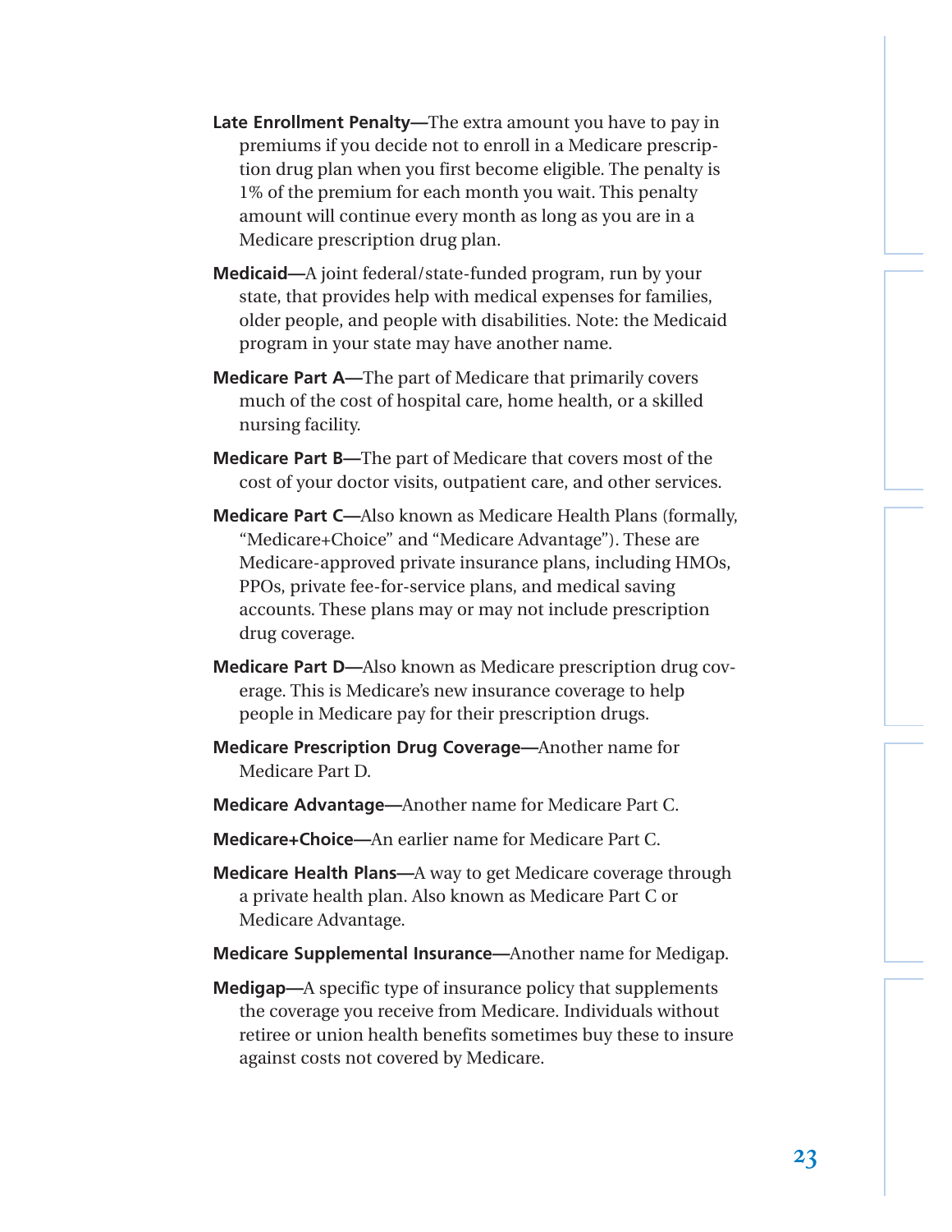**Late Enrollment Penalty—**The extra amount you have to pay in premiums if you decide not to enroll in a Medicare prescription drug plan when you first become eligible. The penalty is 1% of the premium for each month you wait. This penalty amount will continue every month as long as you are in a Medicare prescription drug plan.

**Medicaid—**A joint federal/state-funded program, run by your state, that provides help with medical expenses for families, older people, and people with disabilities. Note: the Medicaid program in your state may have another name.

**Medicare Part A—**The part of Medicare that primarily covers much of the cost of hospital care, home health, or a skilled nursing facility.

**Medicare Part B—**The part of Medicare that covers most of the cost of your doctor visits, outpatient care, and other services.

**Medicare Part C—**Also known as Medicare Health Plans (formally, "Medicare+Choice" and "Medicare Advantage"). These are Medicare-approved private insurance plans, including HMOs, PPOs, private fee-for-service plans, and medical saving accounts. These plans may or may not include prescription drug coverage.

**Medicare Part D—**Also known as Medicare prescription drug coverage. This is Medicare's new insurance coverage to help people in Medicare pay for their prescription drugs.

**Medicare Prescription Drug Coverage—**Another name for Medicare Part D.

**Medicare Advantage—**Another name for Medicare Part C.

**Medicare+Choice—**An earlier name for Medicare Part C.

**Medicare Health Plans—**A way to get Medicare coverage through a private health plan. Also known as Medicare Part C or Medicare Advantage.

**Medicare Supplemental Insurance—**Another name for Medigap.

**Medigap—**A specific type of insurance policy that supplements the coverage you receive from Medicare. Individuals without retiree or union health benefits sometimes buy these to insure against costs not covered by Medicare.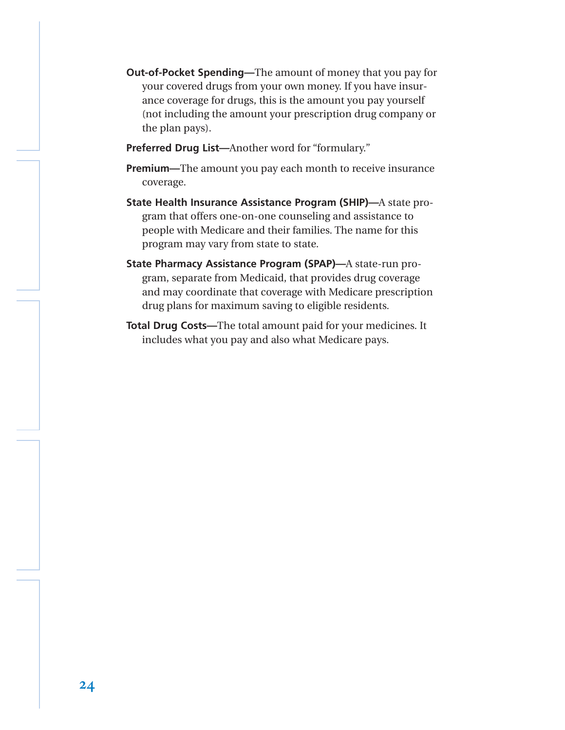**Out-of-Pocket Spending—**The amount of money that you pay for your covered drugs from your own money. If you have insurance coverage for drugs, this is the amount you pay yourself (not including the amount your prescription drug company or the plan pays).

**Preferred Drug List—**Another word for "formulary."

**Premium—**The amount you pay each month to receive insurance coverage.

**State Health Insurance Assistance Program (SHIP)—**A state program that offers one-on-one counseling and assistance to people with Medicare and their families. The name for this program may vary from state to state.

**State Pharmacy Assistance Program (SPAP)—**A state-run program, separate from Medicaid, that provides drug coverage and may coordinate that coverage with Medicare prescription drug plans for maximum saving to eligible residents.

**Total Drug Costs—**The total amount paid for your medicines. It includes what you pay and also what Medicare pays.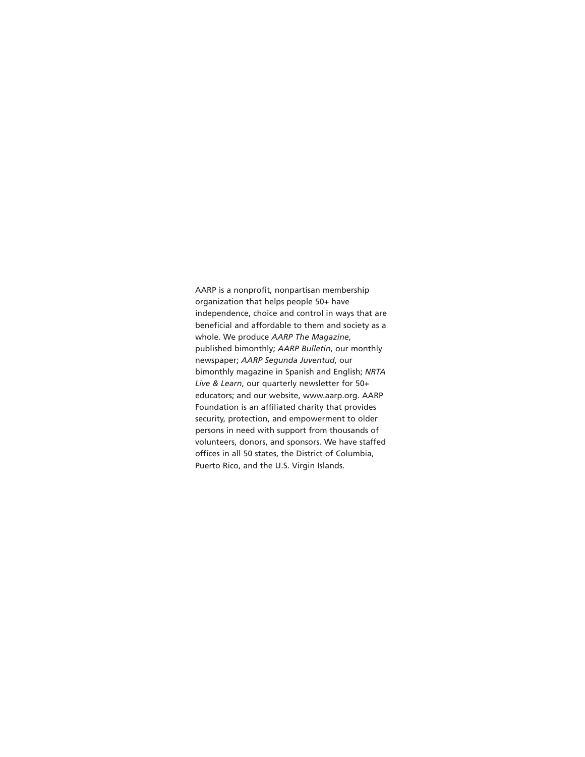AARP is a nonprofit, nonpartisan membership organization that helps people 50+ have independence, choice and control in ways that are beneficial and affordable to them and society as a whole. We produce *AARP The Magazine*, published bimonthly; *AARP Bulletin*, our monthly newspaper; *AARP Segunda Juventud*, our bimonthly magazine in Spanish and English; *NRTA Live & Learn*, our quarterly newsletter for 50+ educators; and our website, www.aarp.org. AARP Foundation is an affiliated charity that provides security, protection, and empowerment to older persons in need with support from thousands of volunteers, donors, and sponsors. We have staffed offices in all 50 states, the District of Columbia, Puerto Rico, and the U.S. Virgin Islands.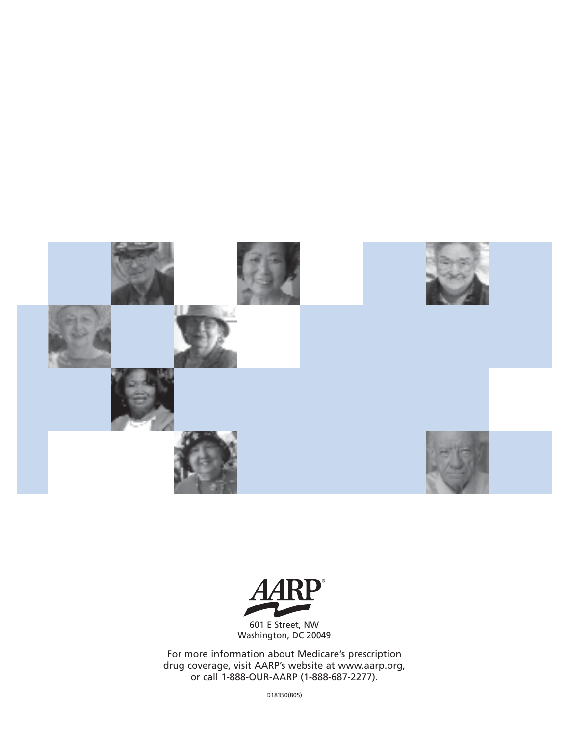AARP®

601 E Street, NW
Washington, DC 20049

For more information about Medicare's prescription drug coverage, visit AARP's website at www.aarp.org, or call 1-888-OUR-AARP (1-888-687-2277).

D18350(805)